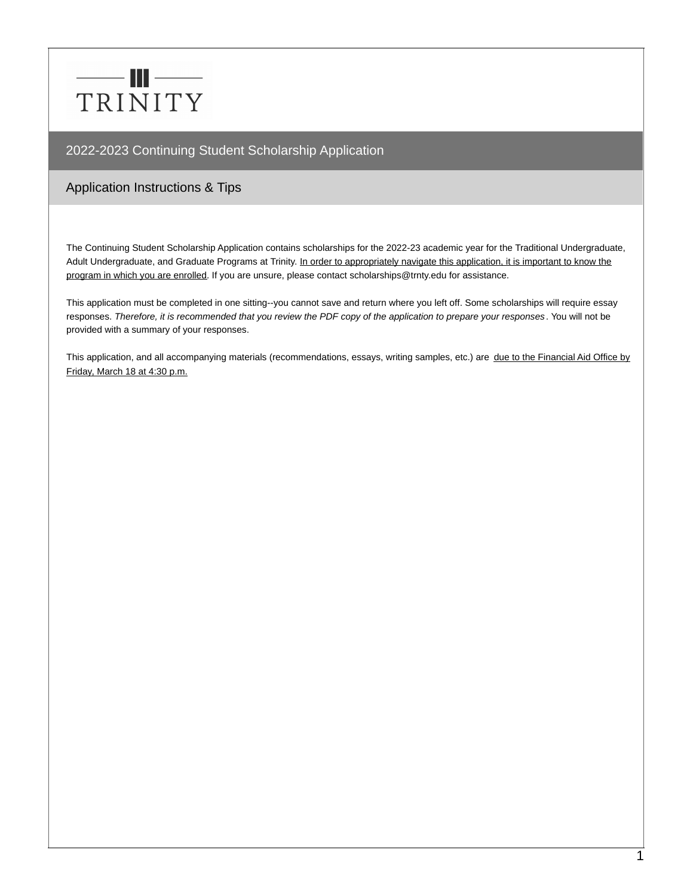TRINITY

# 2022-2023 Continuing Student Scholarship Application

## Application Instructions & Tips

The Continuing Student Scholarship Application contains scholarships for the 2022-23 academic year for the Traditional Undergraduate, Adult Undergraduate, and Graduate Programs at Trinity. In order to appropriately navigate this application, it is important to know the program in which you are enrolled. If you are unsure, please contact scholarships@trnty.edu for assistance.

This application must be completed in one sitting--you cannot save and return where you left off. Some scholarships will require essay responses. *Therefore, it is recommended that you review the PDF copy of the application to prepare your responses*. You will not be provided with a summary of your responses.

This application, and all accompanying materials (recommendations, essays, writing samples, etc.) are due to the Financial Aid Office by Friday, March 18 at 4:30 p.m.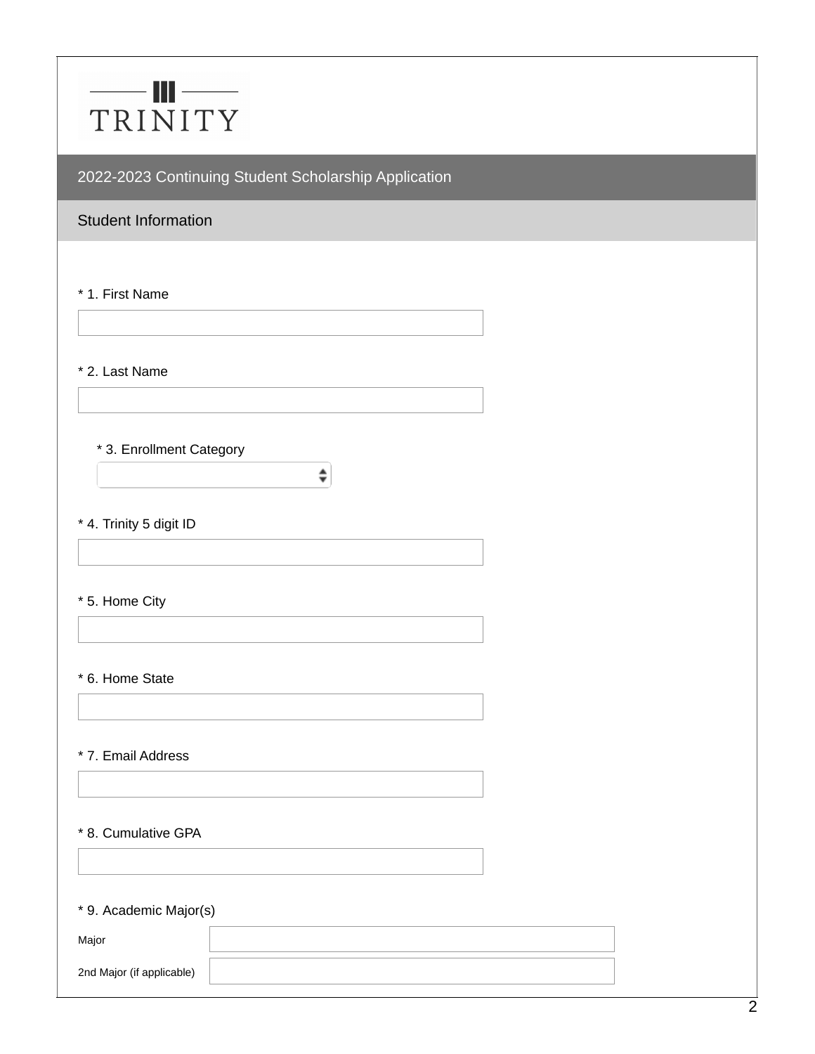TRINITY

## 2022-2023 Continuing Student Scholarship Application

### Student Information

* 1. First Name

* 2. Last Name

* 3. Enrollment Category

* 4. Trinity 5 digit ID

* 5. Home City

* 6. Home State

* 7. Email Address

* 8. Cumulative GPA

* 9. Academic Major(s)

Major

2nd Major (if applicable)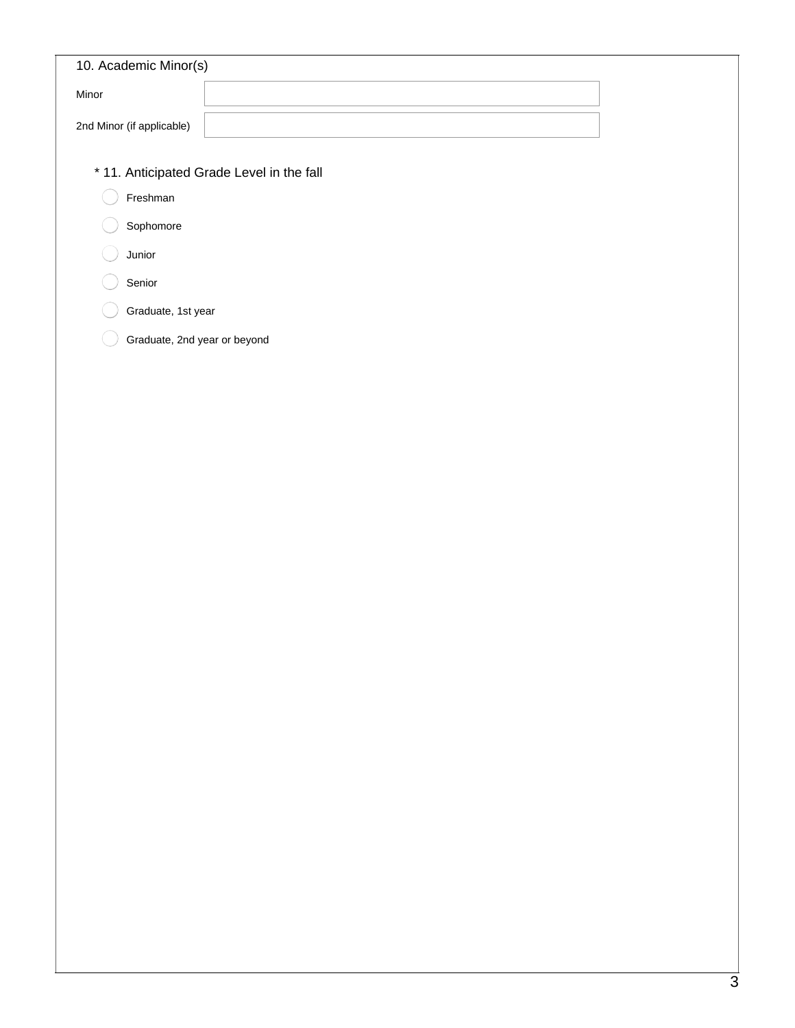10. Academic Minor(s)

Minor

2nd Minor (if applicable)

* 11. Anticipated Grade Level in the fall

- Freshman
- Sophomore
- Junior
- Senior
- Graduate, 1st year
- Graduate, 2nd year or beyond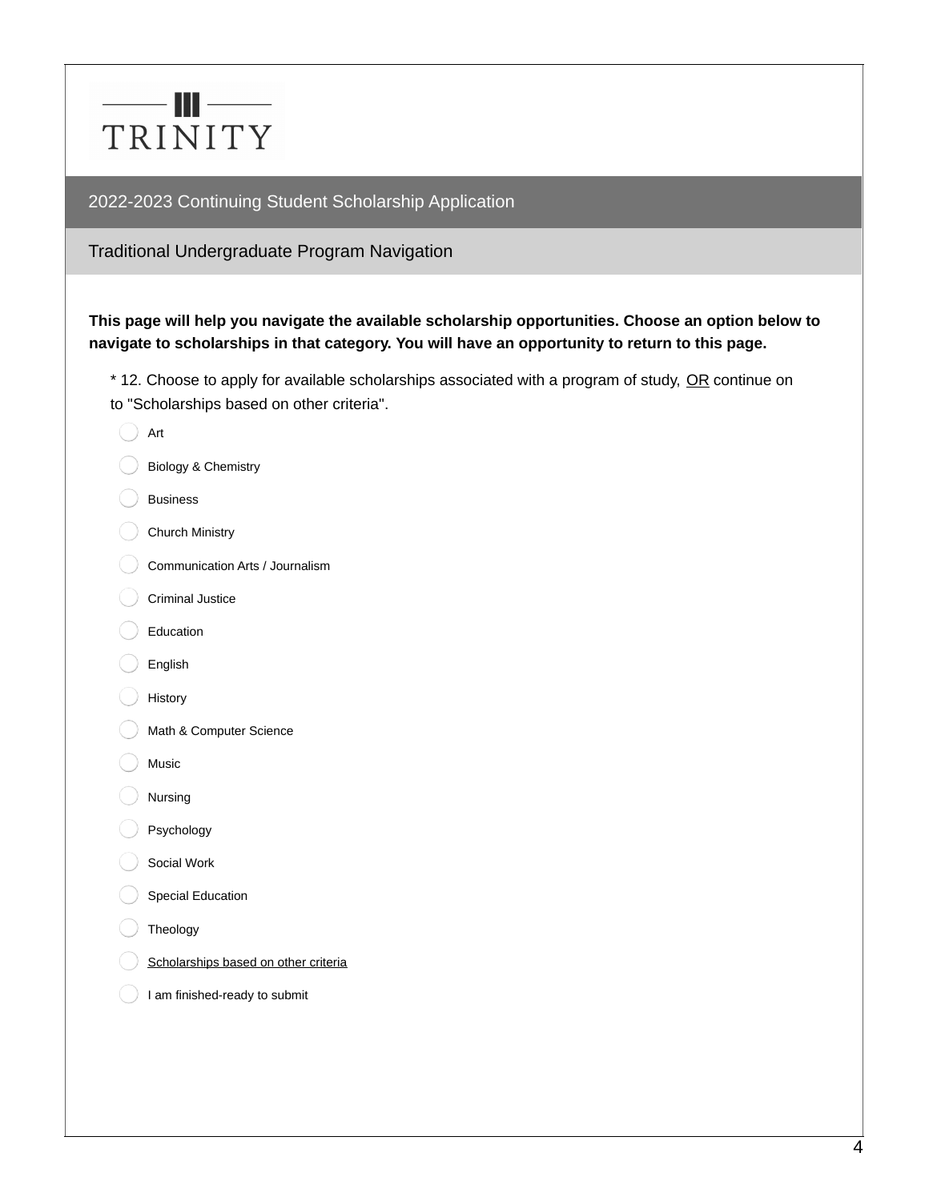TRINITY

## 2022-2023 Continuing Student Scholarship Application

### Traditional Undergraduate Program Navigation

**This page will help you navigate the available scholarship opportunities. Choose an option below to navigate to scholarships in that category. You will have an opportunity to return to this page.**

* 12. Choose to apply for available scholarships associated with a program of study, OR continue on to "Scholarships based on other criteria".

- ◯ Art
- ◯ Biology & Chemistry
- ◯ Business
- ◯ Church Ministry
- ◯ Communication Arts / Journalism
- ◯ Criminal Justice
- ◯ Education
- ◯ English
- ◯ History
- ◯ Math & Computer Science
- ◯ Music
- ◯ Nursing
- ◯ Psychology
- ◯ Social Work
- ◯ Special Education
- ◯ Theology
- ◯ Scholarships based on other criteria
- ◯ I am finished-ready to submit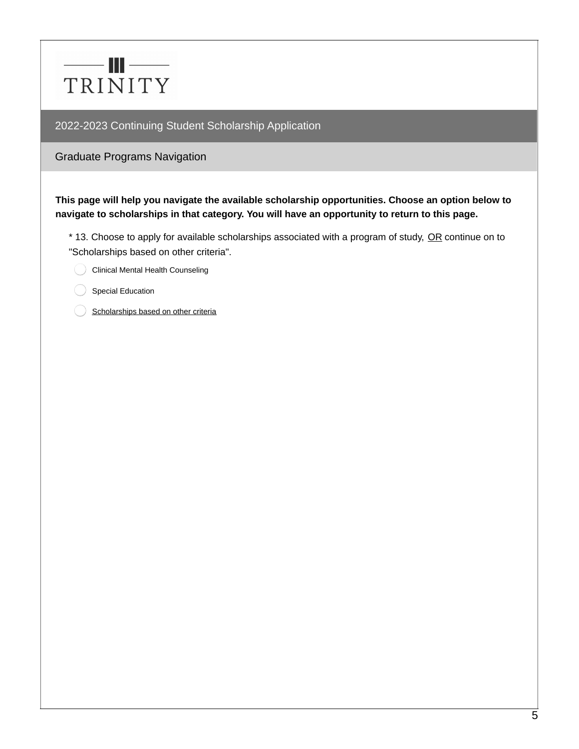TRINITY

## 2022-2023 Continuing Student Scholarship Application

### Graduate Programs Navigation

**This page will help you navigate the available scholarship opportunities. Choose an option below to navigate to scholarships in that category. You will have an opportunity to return to this page.**

\* 13. Choose to apply for available scholarships associated with a program of study, OR continue on to "Scholarships based on other criteria".

- ◯ Clinical Mental Health Counseling
- ◯ Special Education
- ◯ Scholarships based on other criteria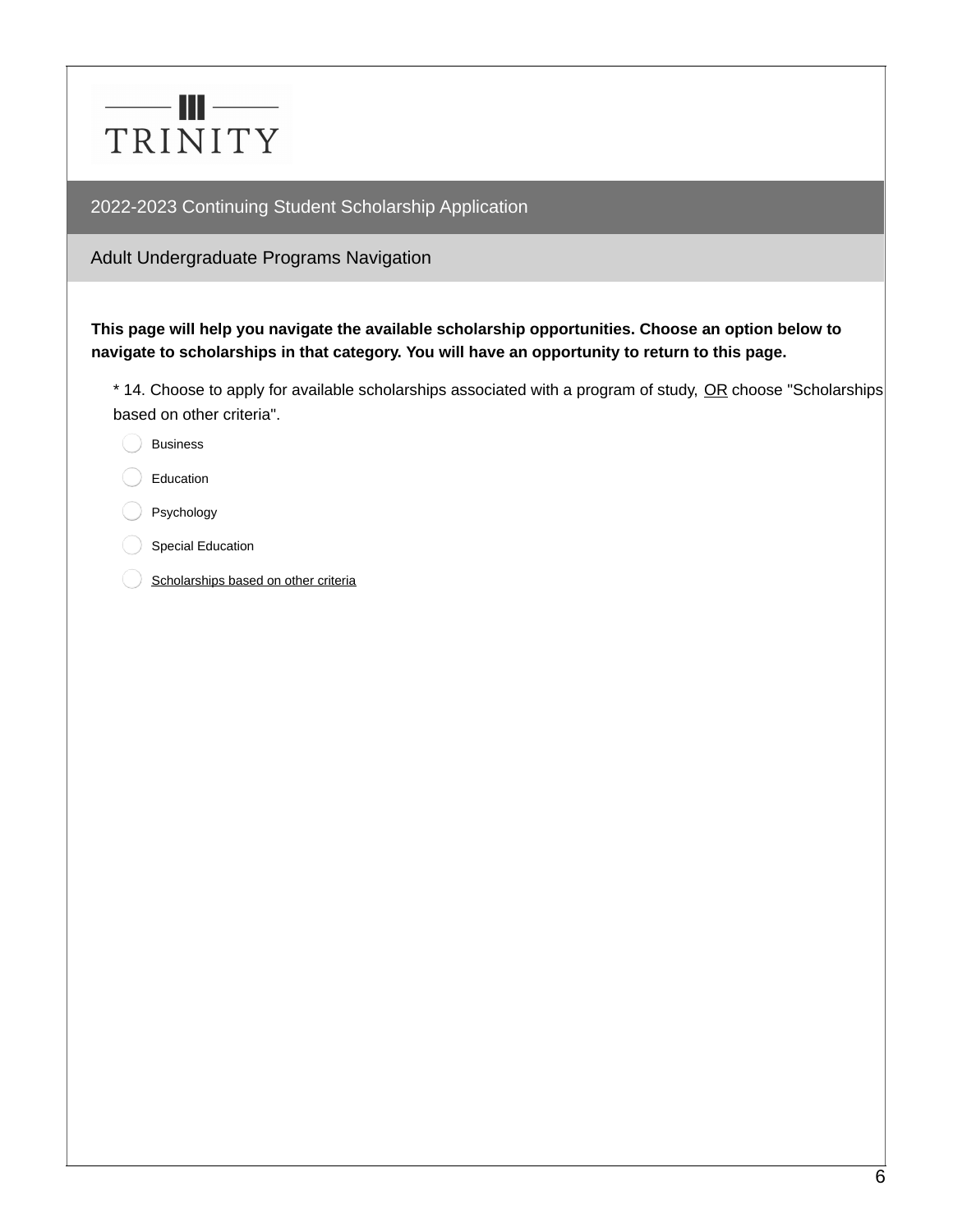TRINITY

## 2022-2023 Continuing Student Scholarship Application

### Adult Undergraduate Programs Navigation

**This page will help you navigate the available scholarship opportunities. Choose an option below to navigate to scholarships in that category. You will have an opportunity to return to this page.**

* 14. Choose to apply for available scholarships associated with a program of study, OR choose "Scholarships based on other criteria".

- ○ Business
- ○ Education
- ○ Psychology
- ○ Special Education
- ○ Scholarships based on other criteria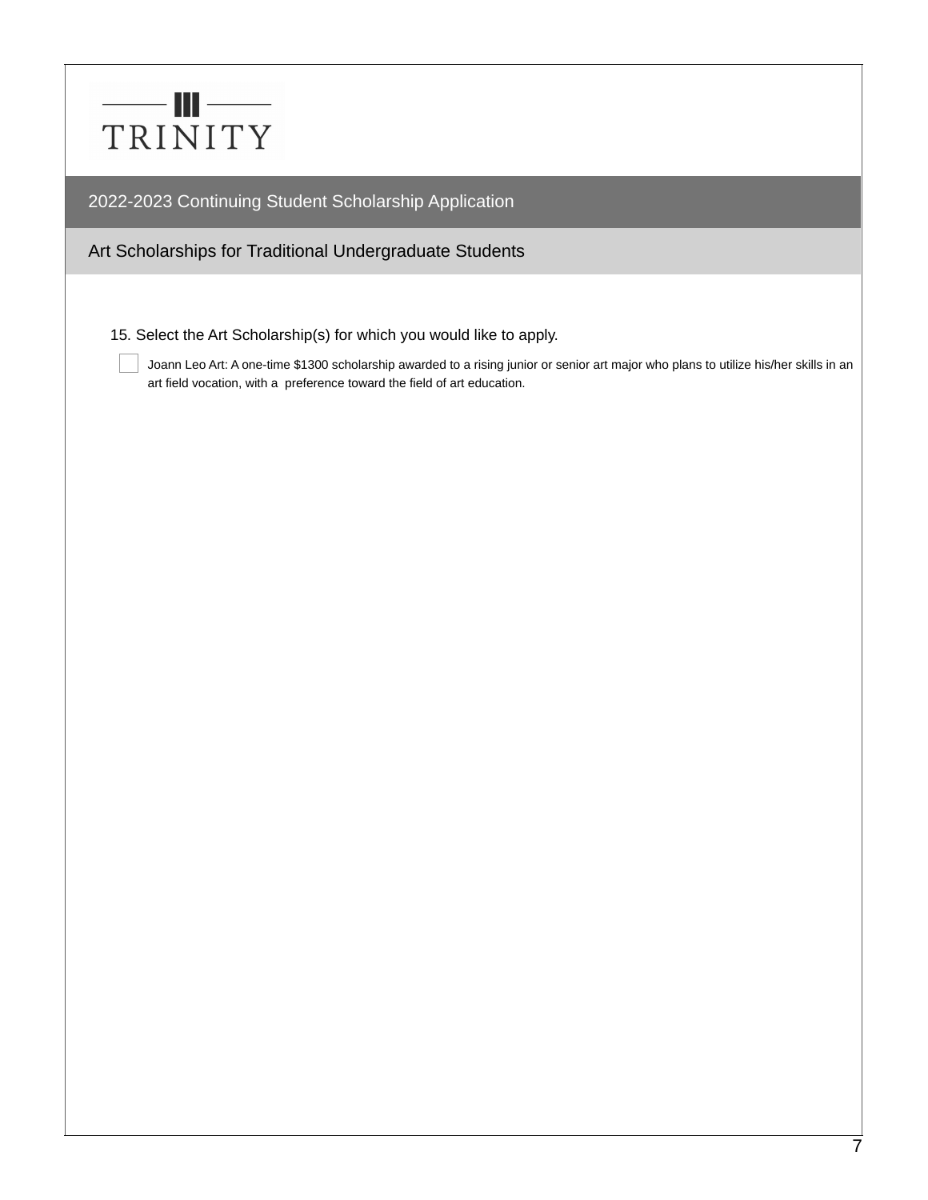TRINITY

## 2022-2023 Continuing Student Scholarship Application

### Art Scholarships for Traditional Undergraduate Students

15. Select the Art Scholarship(s) for which you would like to apply.

- [ ] Joann Leo Art: A one-time $1300 scholarship awarded to a rising junior or senior art major who plans to utilize his/her skills in an art field vocation, with a preference toward the field of art education.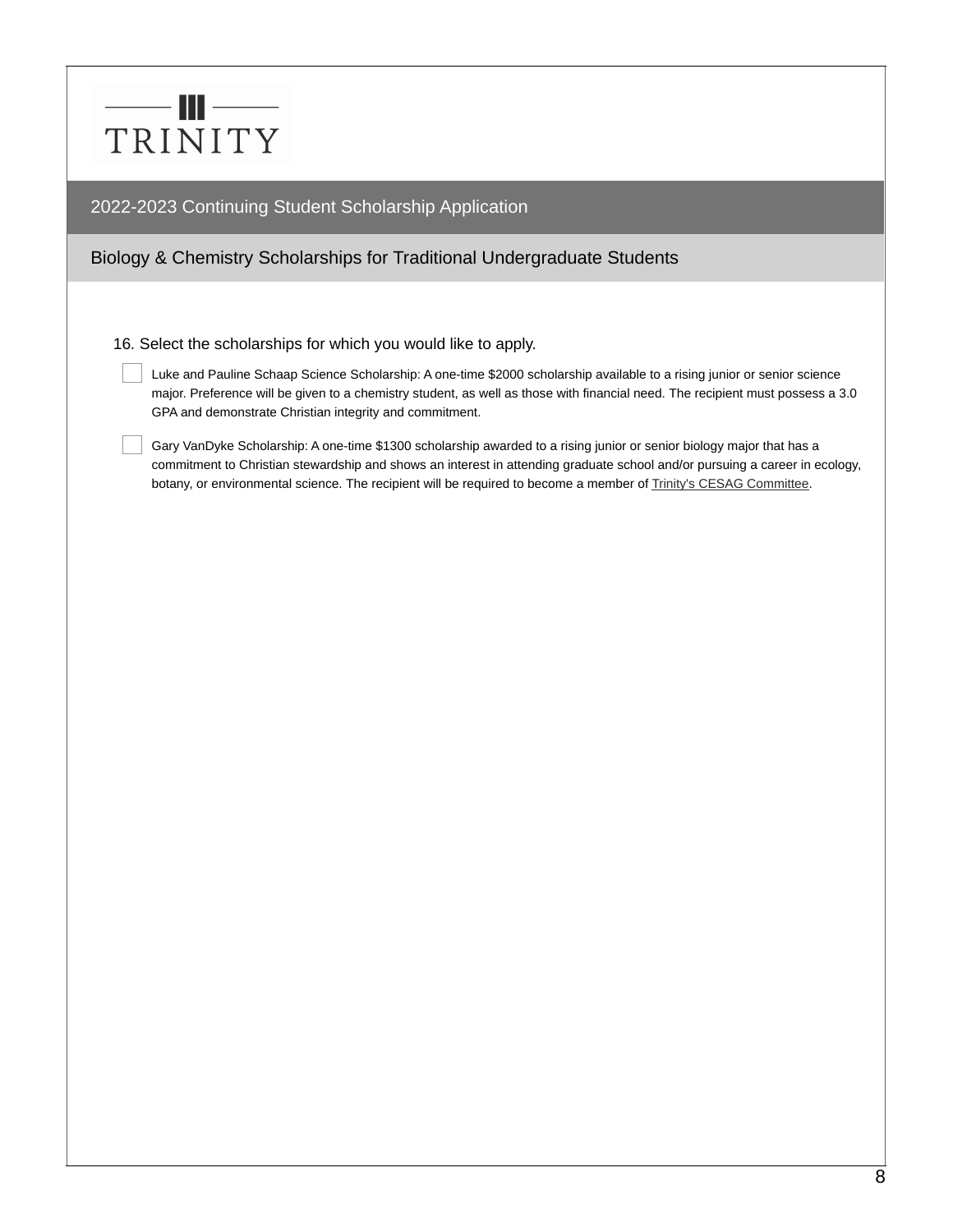TRINITY

## 2022-2023 Continuing Student Scholarship Application

### Biology & Chemistry Scholarships for Traditional Undergraduate Students

16. Select the scholarships for which you would like to apply.

- [ ] Luke and Pauline Schaap Science Scholarship: A one-time $2000 scholarship available to a rising junior or senior science major. Preference will be given to a chemistry student, as well as those with financial need. The recipient must possess a 3.0 GPA and demonstrate Christian integrity and commitment.

- [ ] Gary VanDyke Scholarship: A one-time $1300 scholarship awarded to a rising junior or senior biology major that has a commitment to Christian stewardship and shows an interest in attending graduate school and/or pursuing a career in ecology, botany, or environmental science. The recipient will be required to become a member of Trinity's CESAG Committee.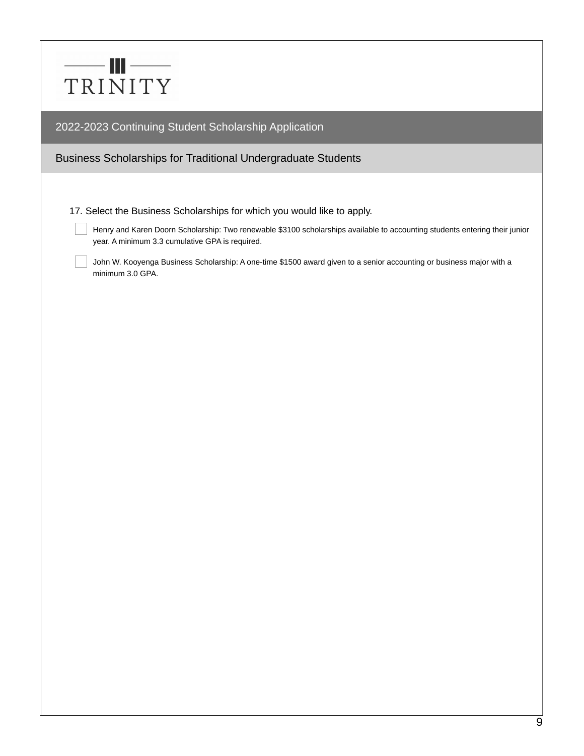TRINITY

## 2022-2023 Continuing Student Scholarship Application

### Business Scholarships for Traditional Undergraduate Students

17. Select the Business Scholarships for which you would like to apply.

- [ ] Henry and Karen Doorn Scholarship: Two renewable $3100 scholarships available to accounting students entering their junior year. A minimum 3.3 cumulative GPA is required.
- [ ] John W. Kooyenga Business Scholarship: A one-time $1500 award given to a senior accounting or business major with a minimum 3.0 GPA.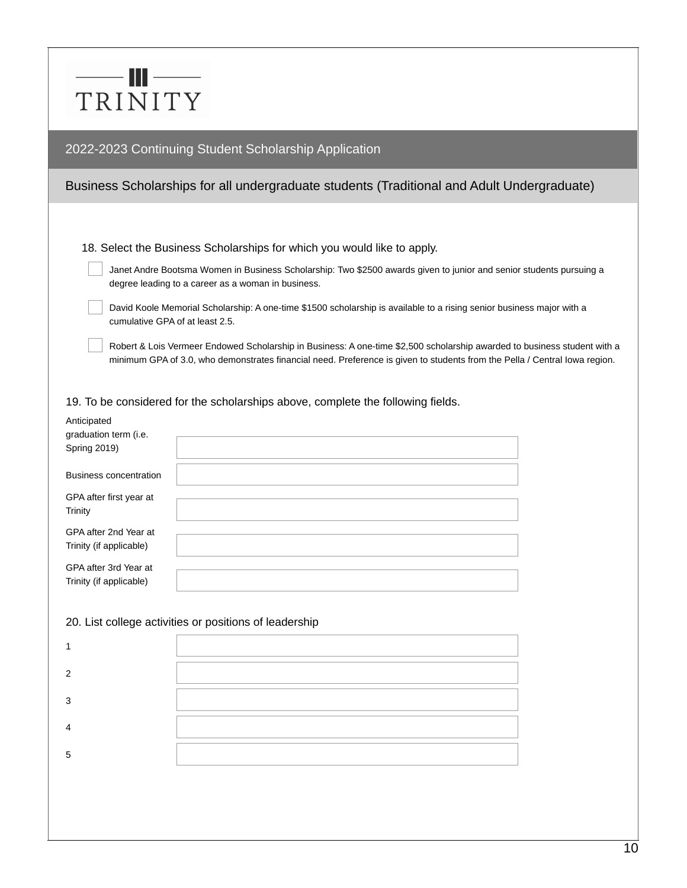TRINITY

## 2022-2023 Continuing Student Scholarship Application

### Business Scholarships for all undergraduate students (Traditional and Adult Undergraduate)

18. Select the Business Scholarships for which you would like to apply.

- [ ] Janet Andre Bootsma Women in Business Scholarship: Two $2500 awards given to junior and senior students pursuing a degree leading to a career as a woman in business.
- [ ] David Koole Memorial Scholarship: A one-time $1500 scholarship is available to a rising senior business major with a cumulative GPA of at least 2.5.
- [ ] Robert & Lois Vermeer Endowed Scholarship in Business: A one-time $2,500 scholarship awarded to business student with a minimum GPA of 3.0, who demonstrates financial need. Preference is given to students from the Pella / Central Iowa region.

19. To be considered for the scholarships above, complete the following fields.

| | |
|---|---|
| Anticipated graduation term (i.e. Spring 2019) | |
| Business concentration | |
| GPA after first year at Trinity | |
| GPA after 2nd Year at Trinity (if applicable) | |
| GPA after 3rd Year at Trinity (if applicable) | |

20. List college activities or positions of leadership

| | |
|---|---|
| 1 | |
| 2 | |
| 3 | |
| 4 | |
| 5 | |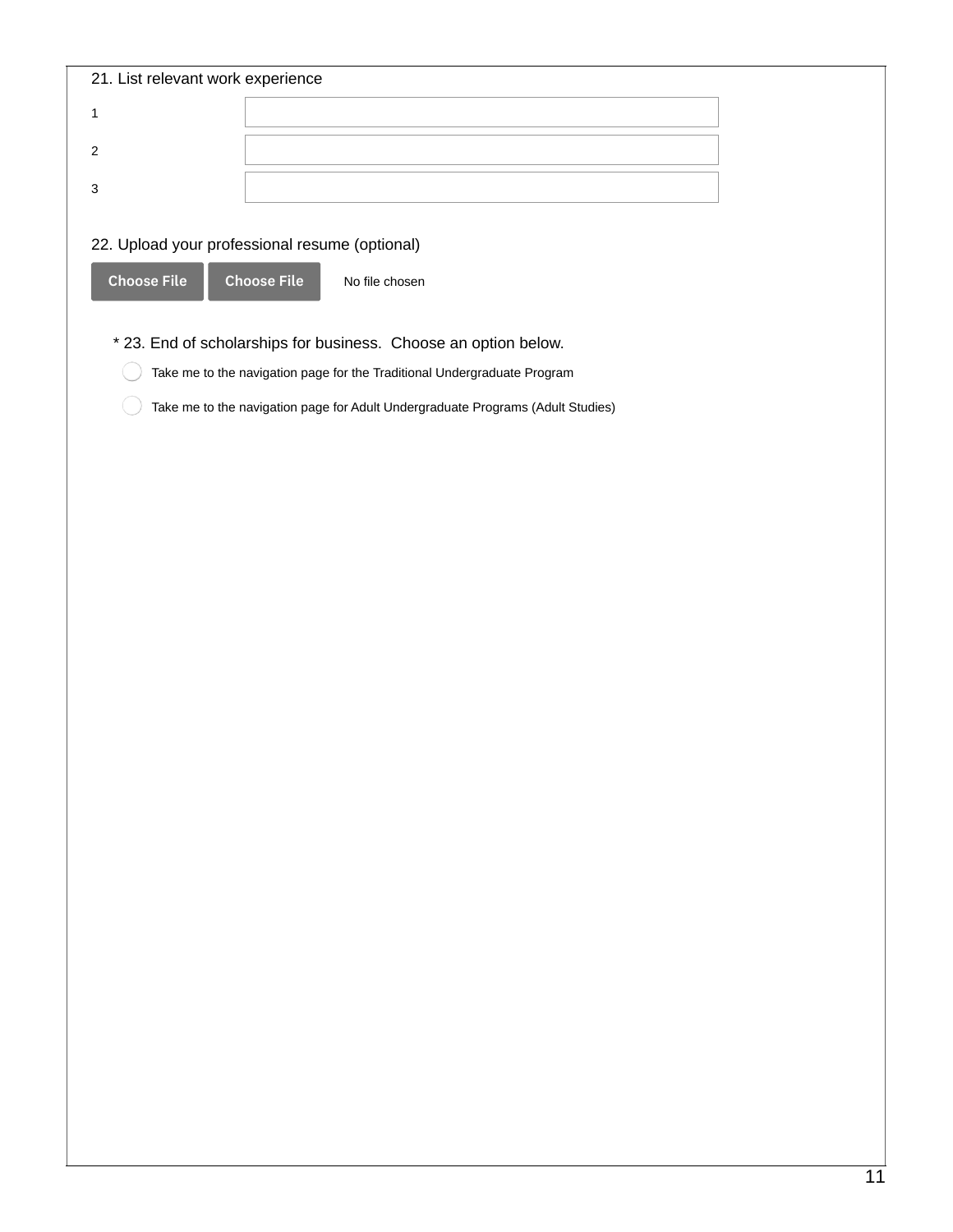21. List relevant work experience

1 ______________________

2 ______________________

3 ______________________

22. Upload your professional resume (optional)

Choose File  Choose File  No file chosen

\* 23. End of scholarships for business.  Choose an option below.

- ○ Take me to the navigation page for the Traditional Undergraduate Program
- ○ Take me to the navigation page for Adult Undergraduate Programs (Adult Studies)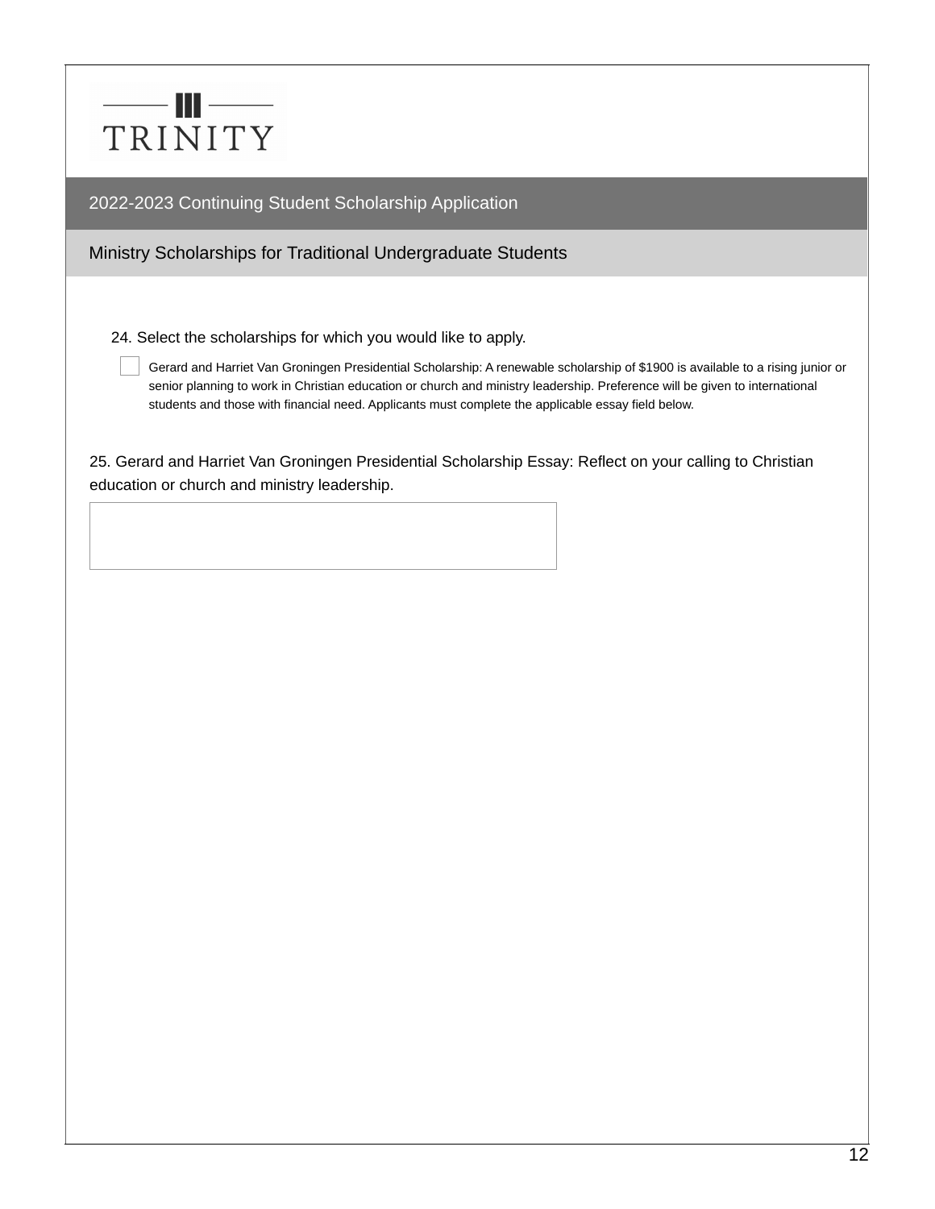TRINITY

## 2022-2023 Continuing Student Scholarship Application

### Ministry Scholarships for Traditional Undergraduate Students

24. Select the scholarships for which you would like to apply.

- [ ] Gerard and Harriet Van Groningen Presidential Scholarship: A renewable scholarship of $1900 is available to a rising junior or senior planning to work in Christian education or church and ministry leadership. Preference will be given to international students and those with financial need. Applicants must complete the applicable essay field below.

25. Gerard and Harriet Van Groningen Presidential Scholarship Essay: Reflect on your calling to Christian education or church and ministry leadership.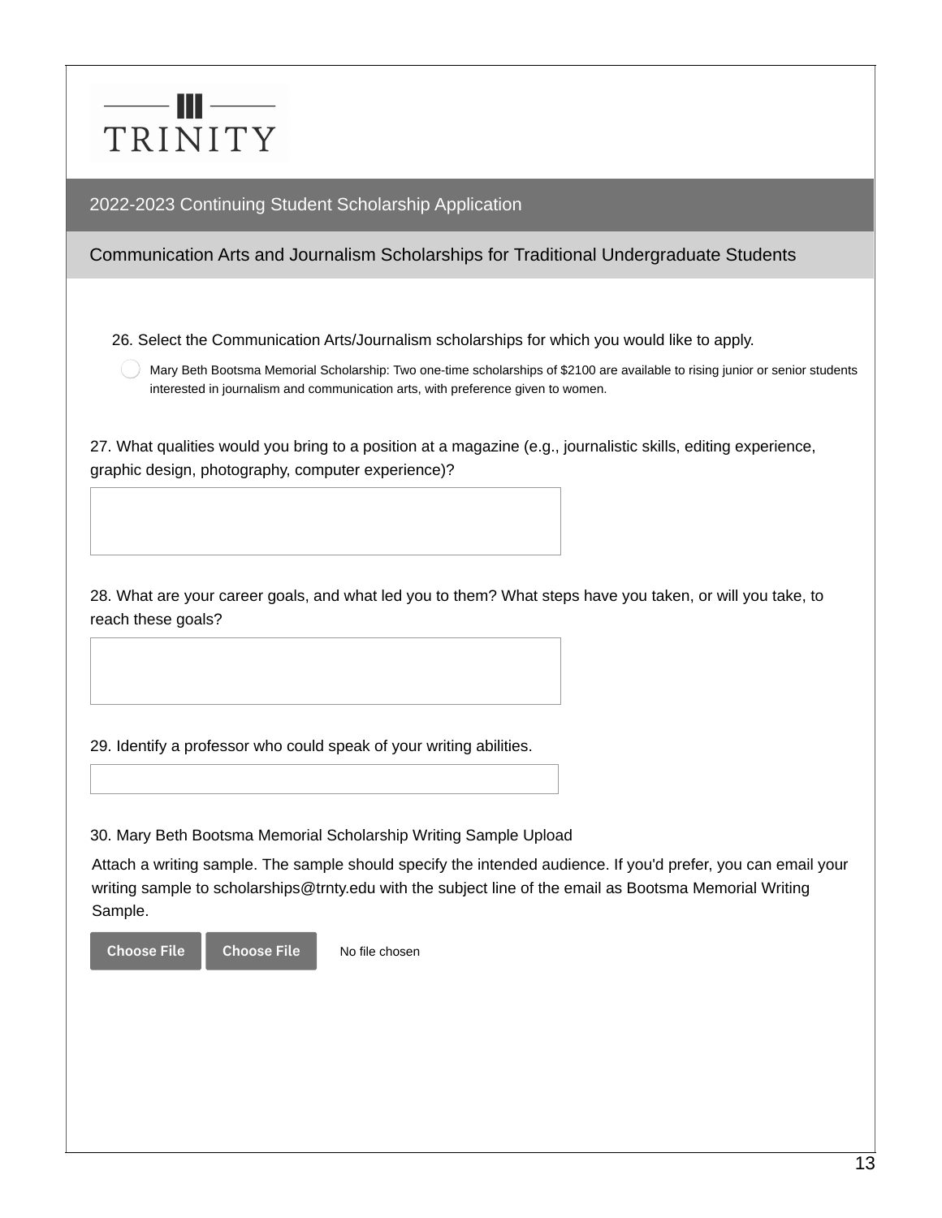TRINITY

## 2022-2023 Continuing Student Scholarship Application

### Communication Arts and Journalism Scholarships for Traditional Undergraduate Students

26. Select the Communication Arts/Journalism scholarships for which you would like to apply.

- ◯ Mary Beth Bootsma Memorial Scholarship: Two one-time scholarships of $2100 are available to rising junior or senior students interested in journalism and communication arts, with preference given to women.

27. What qualities would you bring to a position at a magazine (e.g., journalistic skills, editing experience, graphic design, photography, computer experience)?

28. What are your career goals, and what led you to them? What steps have you taken, or will you take, to reach these goals?

29. Identify a professor who could speak of your writing abilities.

30. Mary Beth Bootsma Memorial Scholarship Writing Sample Upload

Attach a writing sample. The sample should specify the intended audience. If you'd prefer, you can email your writing sample to scholarships@trnty.edu with the subject line of the email as Bootsma Memorial Writing Sample.

Choose File Choose File No file chosen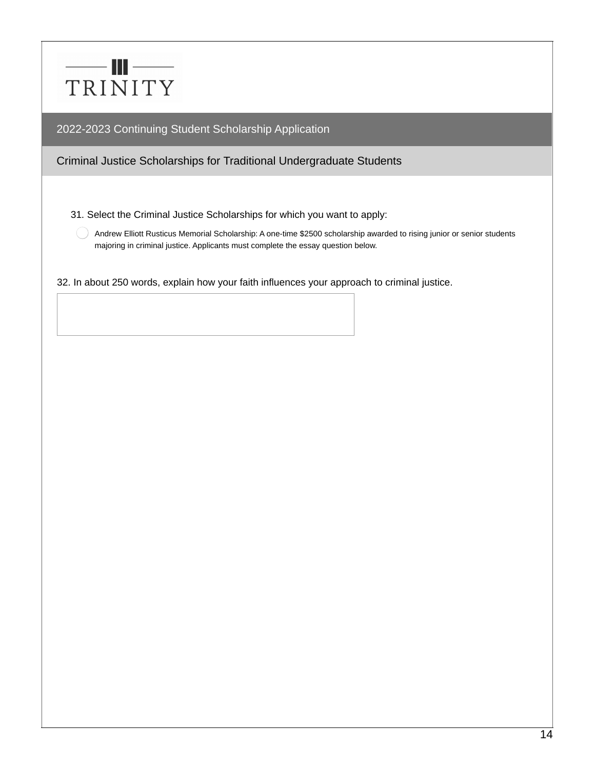TRINITY

## 2022-2023 Continuing Student Scholarship Application

### Criminal Justice Scholarships for Traditional Undergraduate Students

31. Select the Criminal Justice Scholarships for which you want to apply:

- ○ Andrew Elliott Rusticus Memorial Scholarship: A one-time $2500 scholarship awarded to rising junior or senior students majoring in criminal justice. Applicants must complete the essay question below.

32. In about 250 words, explain how your faith influences your approach to criminal justice.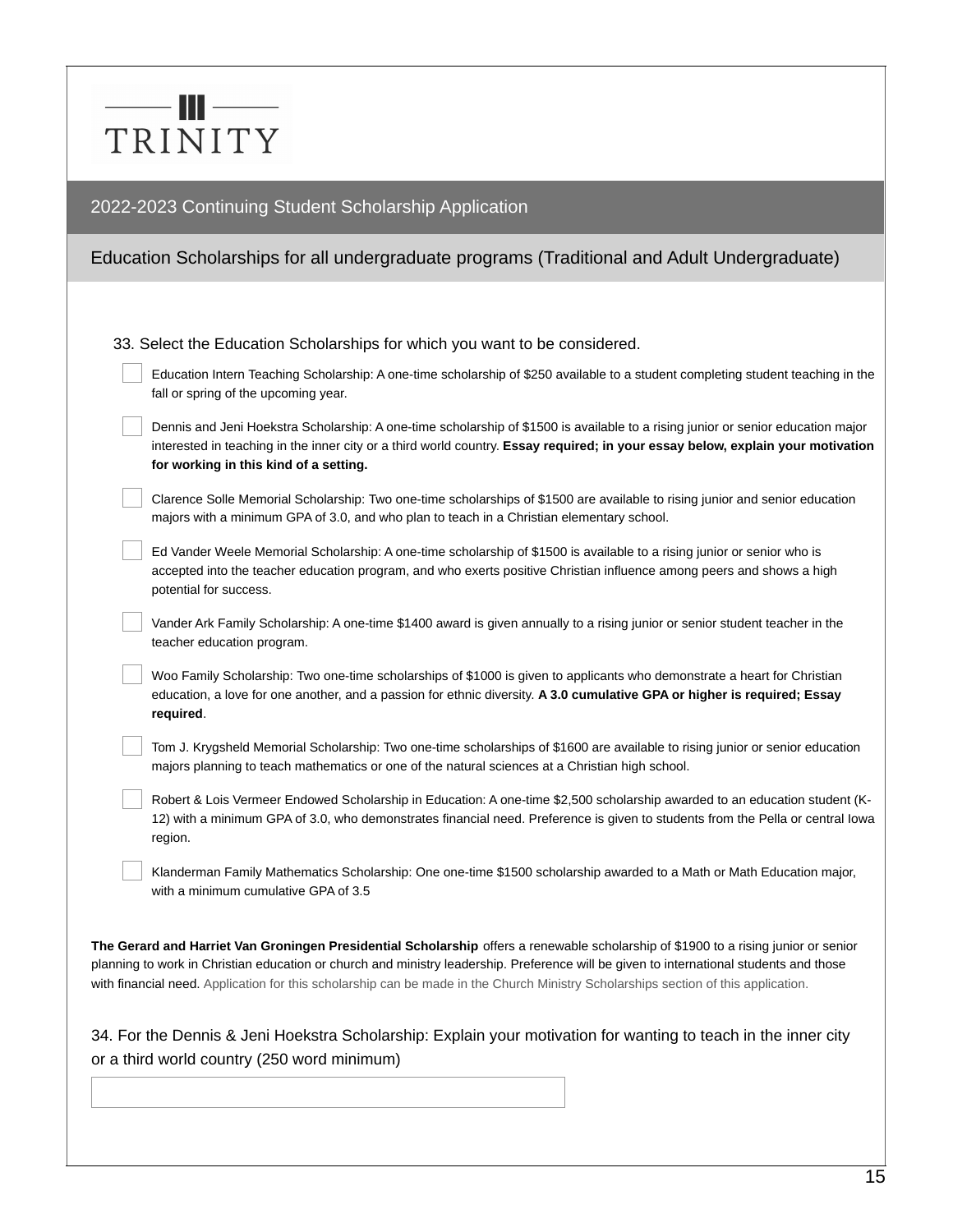TRINITY

## 2022-2023 Continuing Student Scholarship Application

### Education Scholarships for all undergraduate programs (Traditional and Adult Undergraduate)

33. Select the Education Scholarships for which you want to be considered.

- [ ] Education Intern Teaching Scholarship: A one-time scholarship of $250 available to a student completing student teaching in the fall or spring of the upcoming year.
- [ ] Dennis and Jeni Hoekstra Scholarship: A one-time scholarship of $1500 is available to a rising junior or senior education major interested in teaching in the inner city or a third world country. **Essay required; in your essay below, explain your motivation for working in this kind of a setting.**
- [ ] Clarence Solle Memorial Scholarship: Two one-time scholarships of $1500 are available to rising junior and senior education majors with a minimum GPA of 3.0, and who plan to teach in a Christian elementary school.
- [ ] Ed Vander Weele Memorial Scholarship: A one-time scholarship of $1500 is available to a rising junior or senior who is accepted into the teacher education program, and who exerts positive Christian influence among peers and shows a high potential for success.
- [ ] Vander Ark Family Scholarship: A one-time $1400 award is given annually to a rising junior or senior student teacher in the teacher education program.
- [ ] Woo Family Scholarship: Two one-time scholarships of $1000 is given to applicants who demonstrate a heart for Christian education, a love for one another, and a passion for ethnic diversity. **A 3.0 cumulative GPA or higher is required; Essay required**.
- [ ] Tom J. Krygsheld Memorial Scholarship: Two one-time scholarships of $1600 are available to rising junior or senior education majors planning to teach mathematics or one of the natural sciences at a Christian high school.
- [ ] Robert & Lois Vermeer Endowed Scholarship in Education: A one-time $2,500 scholarship awarded to an education student (K-12) with a minimum GPA of 3.0, who demonstrates financial need. Preference is given to students from the Pella or central Iowa region.
- [ ] Klanderman Family Mathematics Scholarship: One one-time $1500 scholarship awarded to a Math or Math Education major, with a minimum cumulative GPA of 3.5

**The Gerard and Harriet Van Groningen Presidential Scholarship** offers a renewable scholarship of $1900 to a rising junior or senior planning to work in Christian education or church and ministry leadership. Preference will be given to international students and those with financial need. Application for this scholarship can be made in the Church Ministry Scholarships section of this application.

34. For the Dennis & Jeni Hoekstra Scholarship: Explain your motivation for wanting to teach in the inner city or a third world country (250 word minimum)

[ ]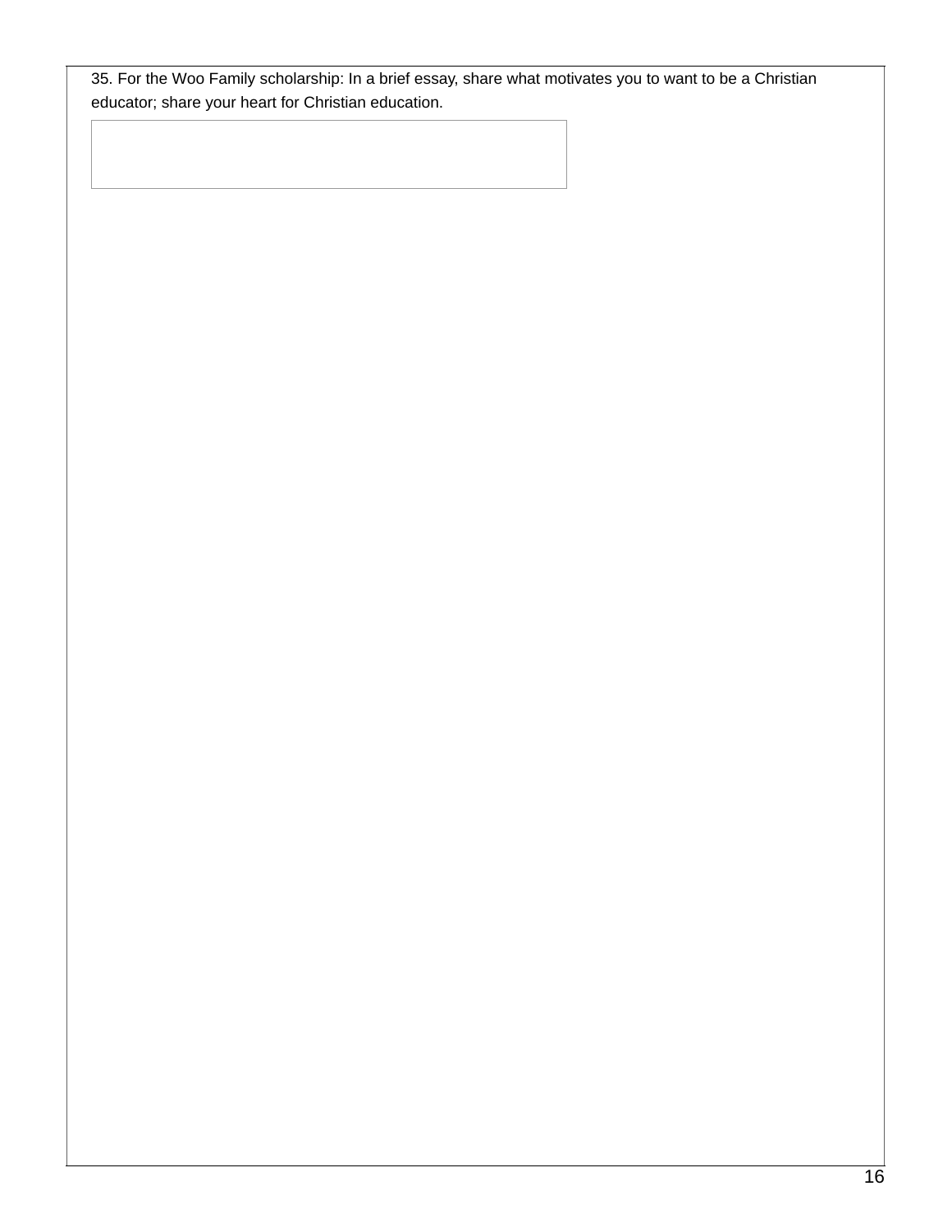35. For the Woo Family scholarship: In a brief essay, share what motivates you to want to be a Christian educator; share your heart for Christian education.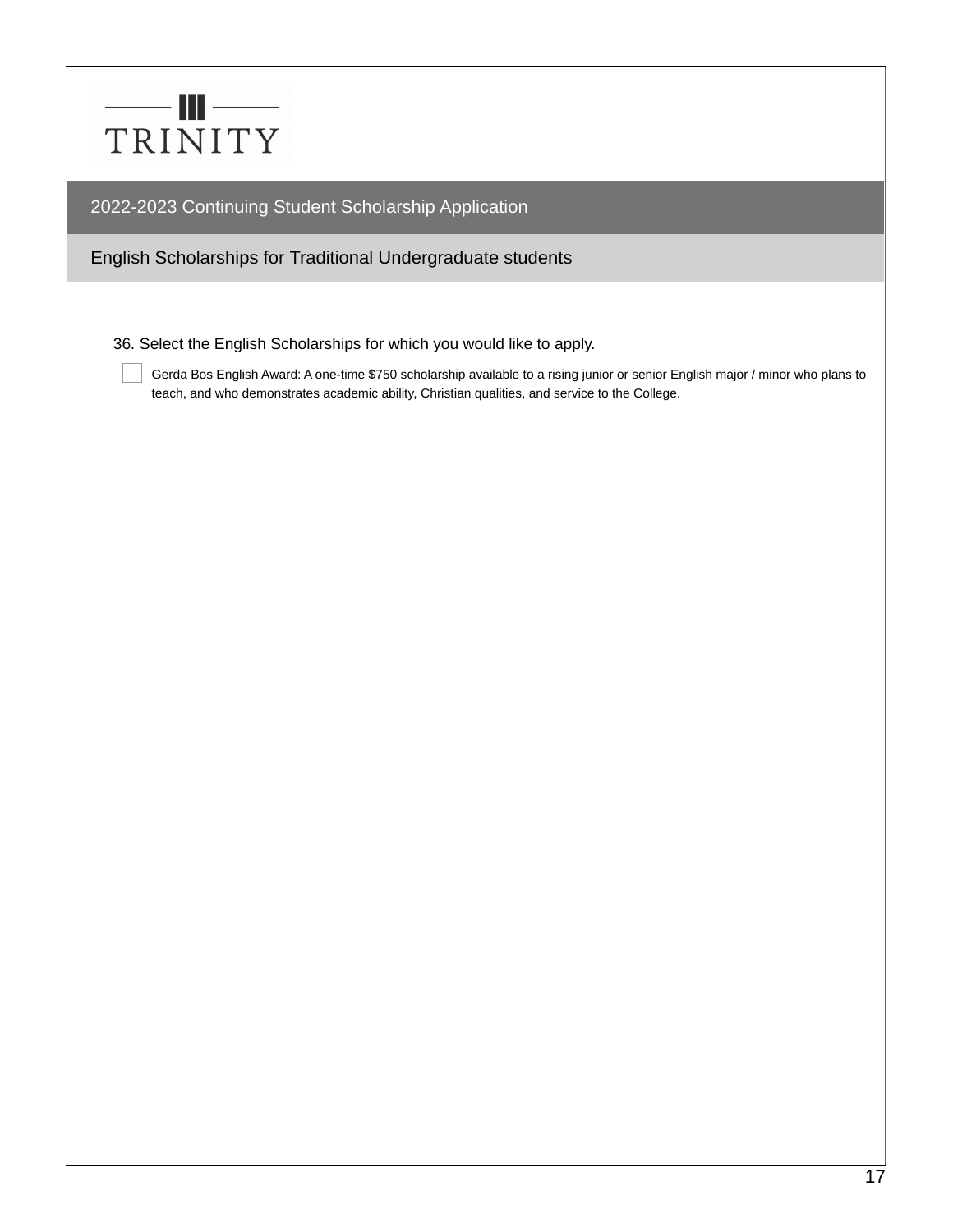TRINITY

## 2022-2023 Continuing Student Scholarship Application

### English Scholarships for Traditional Undergraduate students

36. Select the English Scholarships for which you would like to apply.

- [ ] Gerda Bos English Award: A one-time $750 scholarship available to a rising junior or senior English major / minor who plans to teach, and who demonstrates academic ability, Christian qualities, and service to the College.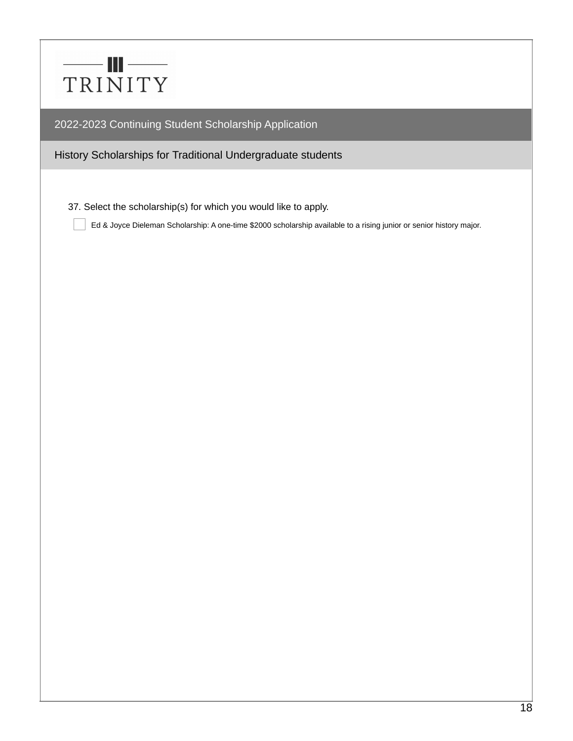TRINITY

## 2022-2023 Continuing Student Scholarship Application

### History Scholarships for Traditional Undergraduate students

37. Select the scholarship(s) for which you would like to apply.

- [ ] Ed & Joyce Dieleman Scholarship: A one-time $2000 scholarship available to a rising junior or senior history major.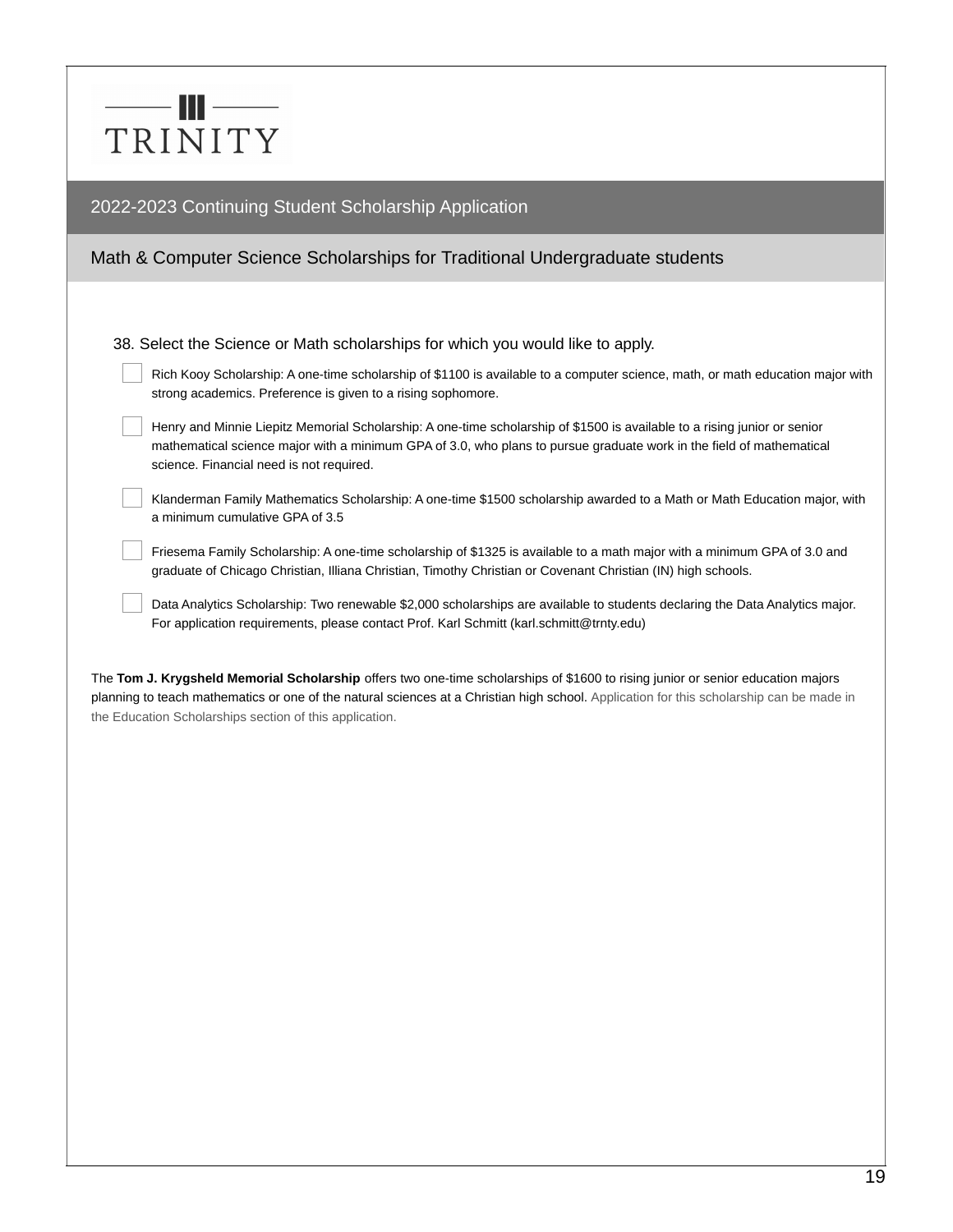TRINITY

## 2022-2023 Continuing Student Scholarship Application

### Math & Computer Science Scholarships for Traditional Undergraduate students

38. Select the Science or Math scholarships for which you would like to apply.

- [ ] Rich Kooy Scholarship: A one-time scholarship of $1100 is available to a computer science, math, or math education major with strong academics. Preference is given to a rising sophomore.
- [ ] Henry and Minnie Liepitz Memorial Scholarship: A one-time scholarship of $1500 is available to a rising junior or senior mathematical science major with a minimum GPA of 3.0, who plans to pursue graduate work in the field of mathematical science. Financial need is not required.
- [ ] Klanderman Family Mathematics Scholarship: A one-time $1500 scholarship awarded to a Math or Math Education major, with a minimum cumulative GPA of 3.5
- [ ] Friesema Family Scholarship: A one-time scholarship of $1325 is available to a math major with a minimum GPA of 3.0 and graduate of Chicago Christian, Illiana Christian, Timothy Christian or Covenant Christian (IN) high schools.
- [ ] Data Analytics Scholarship: Two renewable $2,000 scholarships are available to students declaring the Data Analytics major. For application requirements, please contact Prof. Karl Schmitt (karl.schmitt@trnty.edu)

The **Tom J. Krygsheld Memorial Scholarship** offers two one-time scholarships of $1600 to rising junior or senior education majors planning to teach mathematics or one of the natural sciences at a Christian high school. Application for this scholarship can be made in the Education Scholarships section of this application.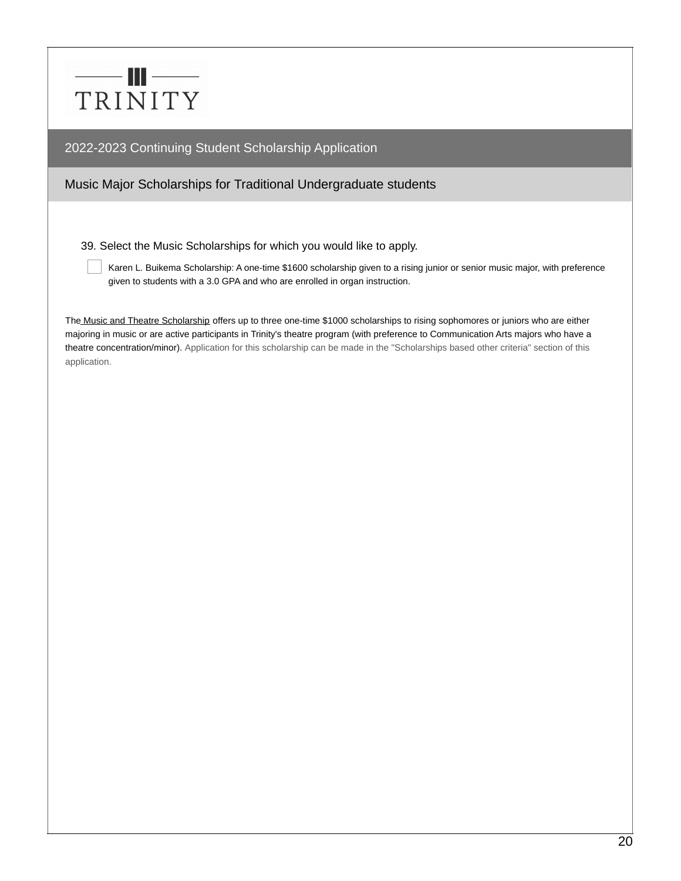TRINITY

## 2022-2023 Continuing Student Scholarship Application

### Music Major Scholarships for Traditional Undergraduate students

39. Select the Music Scholarships for which you would like to apply.

- [ ] Karen L. Buikema Scholarship: A one-time $1600 scholarship given to a rising junior or senior music major, with preference given to students with a 3.0 GPA and who are enrolled in organ instruction.

The Music and Theatre Scholarship offers up to three one-time $1000 scholarships to rising sophomores or juniors who are either majoring in music or are active participants in Trinity's theatre program (with preference to Communication Arts majors who have a theatre concentration/minor). Application for this scholarship can be made in the "Scholarships based other criteria" section of this application.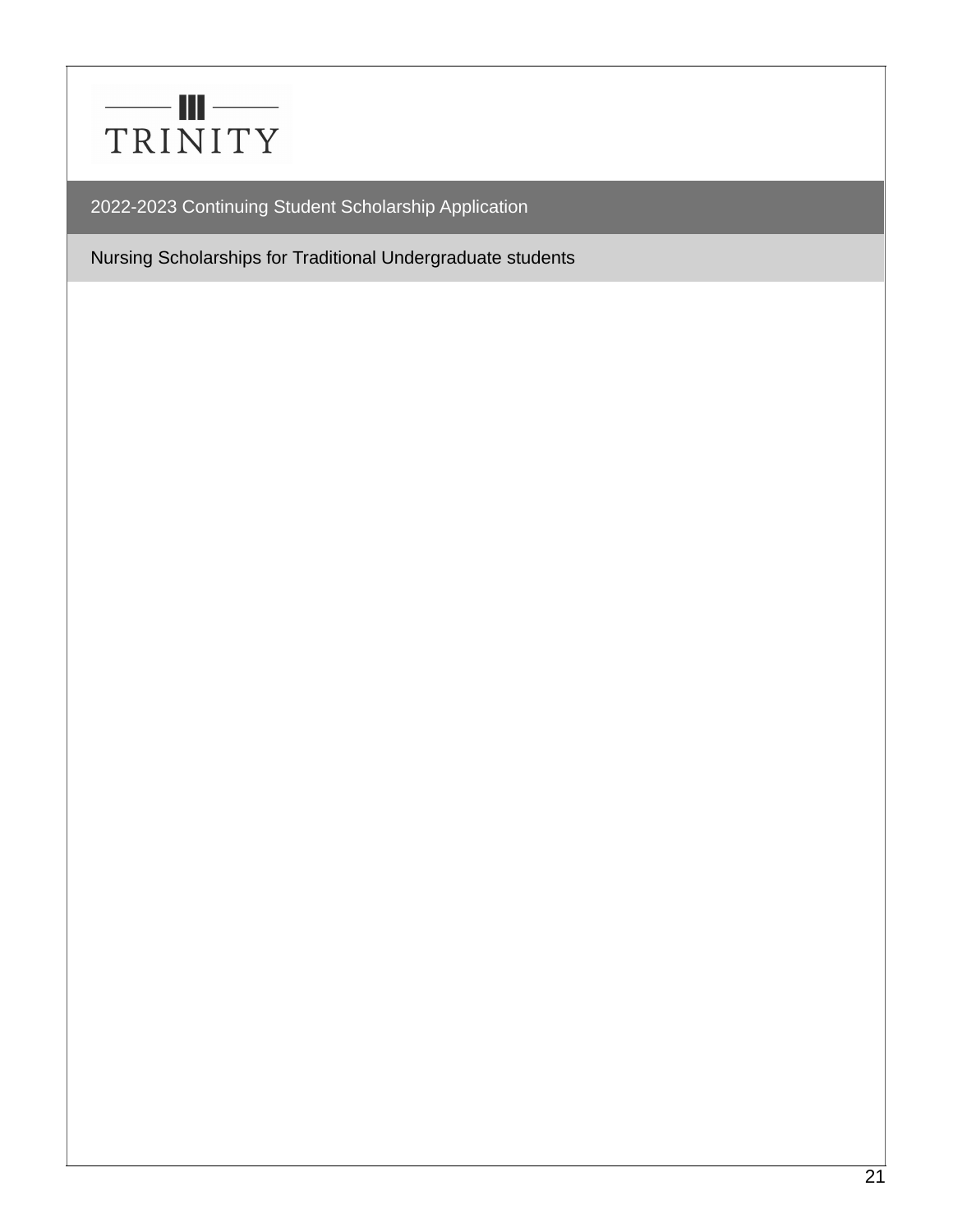TRINITY

## 2022-2023 Continuing Student Scholarship Application

### Nursing Scholarships for Traditional Undergraduate students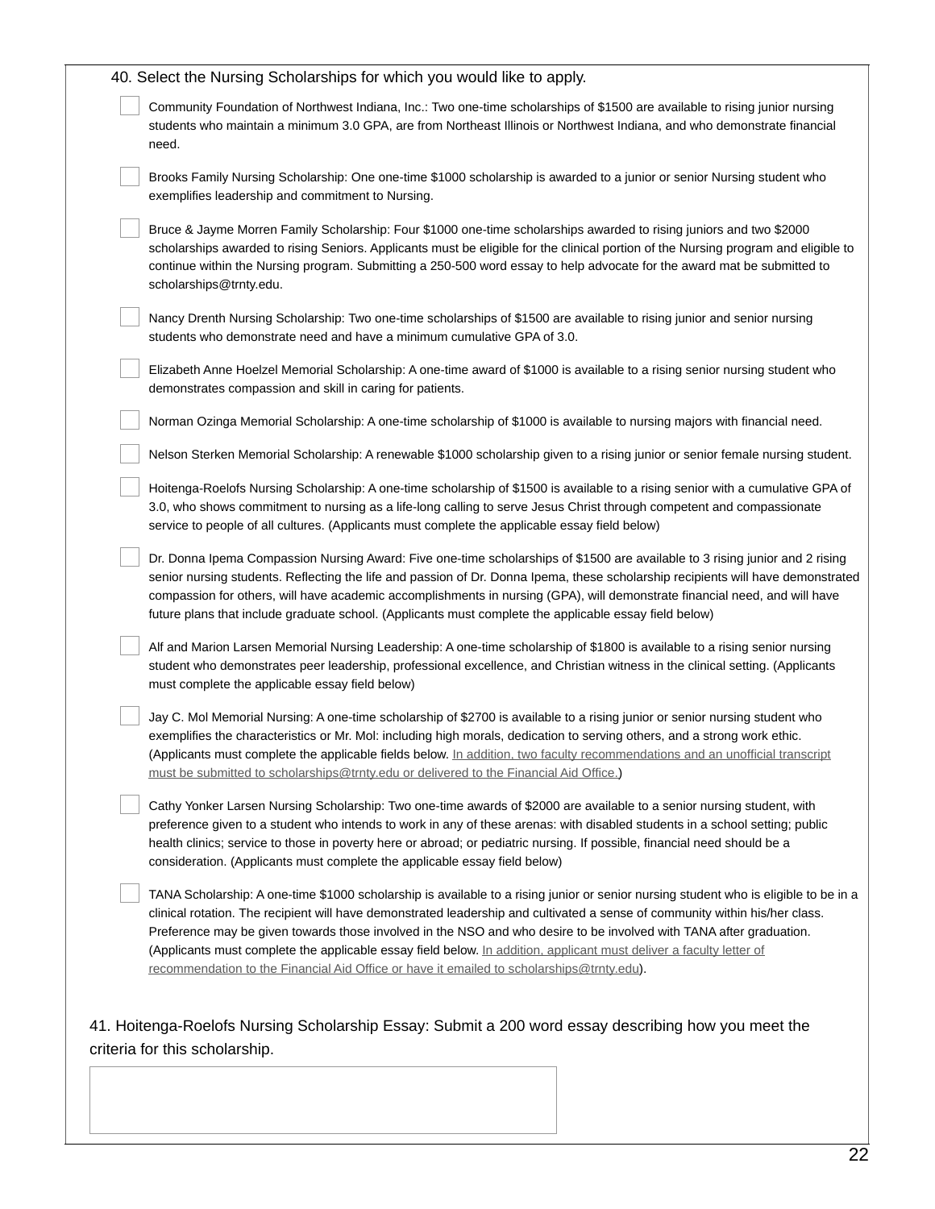40. Select the Nursing Scholarships for which you would like to apply.

- [ ] Community Foundation of Northwest Indiana, Inc.: Two one-time scholarships of $1500 are available to rising junior nursing students who maintain a minimum 3.0 GPA, are from Northeast Illinois or Northwest Indiana, and who demonstrate financial need.
- [ ] Brooks Family Nursing Scholarship: One one-time $1000 scholarship is awarded to a junior or senior Nursing student who exemplifies leadership and commitment to Nursing.
- [ ] Bruce & Jayme Morren Family Scholarship: Four $1000 one-time scholarships awarded to rising juniors and two $2000 scholarships awarded to rising Seniors. Applicants must be eligible for the clinical portion of the Nursing program and eligible to continue within the Nursing program. Submitting a 250-500 word essay to help advocate for the award mat be submitted to scholarships@trnty.edu.
- [ ] Nancy Drenth Nursing Scholarship: Two one-time scholarships of $1500 are available to rising junior and senior nursing students who demonstrate need and have a minimum cumulative GPA of 3.0.
- [ ] Elizabeth Anne Hoelzel Memorial Scholarship: A one-time award of $1000 is available to a rising senior nursing student who demonstrates compassion and skill in caring for patients.
- [ ] Norman Ozinga Memorial Scholarship: A one-time scholarship of $1000 is available to nursing majors with financial need.
- [ ] Nelson Sterken Memorial Scholarship: A renewable $1000 scholarship given to a rising junior or senior female nursing student.
- [ ] Hoitenga-Roelofs Nursing Scholarship: A one-time scholarship of $1500 is available to a rising senior with a cumulative GPA of 3.0, who shows commitment to nursing as a life-long calling to serve Jesus Christ through competent and compassionate service to people of all cultures. (Applicants must complete the applicable essay field below)
- [ ] Dr. Donna Ipema Compassion Nursing Award: Five one-time scholarships of $1500 are available to 3 rising junior and 2 rising senior nursing students. Reflecting the life and passion of Dr. Donna Ipema, these scholarship recipients will have demonstrated compassion for others, will have academic accomplishments in nursing (GPA), will demonstrate financial need, and will have future plans that include graduate school. (Applicants must complete the applicable essay field below)
- [ ] Alf and Marion Larsen Memorial Nursing Leadership: A one-time scholarship of $1800 is available to a rising senior nursing student who demonstrates peer leadership, professional excellence, and Christian witness in the clinical setting. (Applicants must complete the applicable essay field below)
- [ ] Jay C. Mol Memorial Nursing: A one-time scholarship of $2700 is available to a rising junior or senior nursing student who exemplifies the characteristics or Mr. Mol: including high morals, dedication to serving others, and a strong work ethic. (Applicants must complete the applicable fields below. In addition, two faculty recommendations and an unofficial transcript must be submitted to scholarships@trnty.edu or delivered to the Financial Aid Office.)
- [ ] Cathy Yonker Larsen Nursing Scholarship: Two one-time awards of $2000 are available to a senior nursing student, with preference given to a student who intends to work in any of these arenas: with disabled students in a school setting; public health clinics; service to those in poverty here or abroad; or pediatric nursing. If possible, financial need should be a consideration. (Applicants must complete the applicable essay field below)
- [ ] TANA Scholarship: A one-time $1000 scholarship is available to a rising junior or senior nursing student who is eligible to be in a clinical rotation. The recipient will have demonstrated leadership and cultivated a sense of community within his/her class. Preference may be given towards those involved in the NSO and who desire to be involved with TANA after graduation. (Applicants must complete the applicable essay field below. In addition, applicant must deliver a faculty letter of recommendation to the Financial Aid Office or have it emailed to scholarships@trnty.edu).

41. Hoitenga-Roelofs Nursing Scholarship Essay: Submit a 200 word essay describing how you meet the criteria for this scholarship.

|   |
|---|
|   |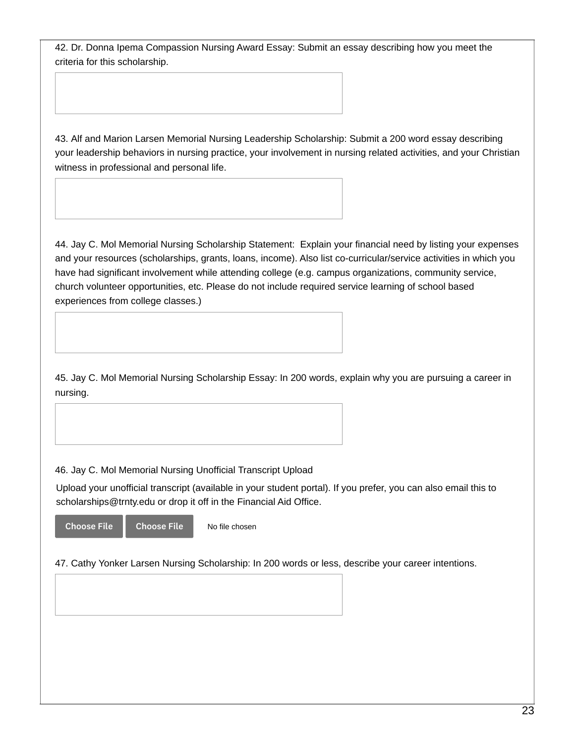42. Dr. Donna Ipema Compassion Nursing Award Essay: Submit an essay describing how you meet the criteria for this scholarship.

43. Alf and Marion Larsen Memorial Nursing Leadership Scholarship: Submit a 200 word essay describing your leadership behaviors in nursing practice, your involvement in nursing related activities, and your Christian witness in professional and personal life.

44. Jay C. Mol Memorial Nursing Scholarship Statement: Explain your financial need by listing your expenses and your resources (scholarships, grants, loans, income). Also list co-curricular/service activities in which you have had significant involvement while attending college (e.g. campus organizations, community service, church volunteer opportunities, etc. Please do not include required service learning of school based experiences from college classes.)

45. Jay C. Mol Memorial Nursing Scholarship Essay: In 200 words, explain why you are pursuing a career in nursing.

46. Jay C. Mol Memorial Nursing Unofficial Transcript Upload

Upload your unofficial transcript (available in your student portal). If you prefer, you can also email this to scholarships@trnty.edu or drop it off in the Financial Aid Office.

Choose File Choose File No file chosen

47. Cathy Yonker Larsen Nursing Scholarship: In 200 words or less, describe your career intentions.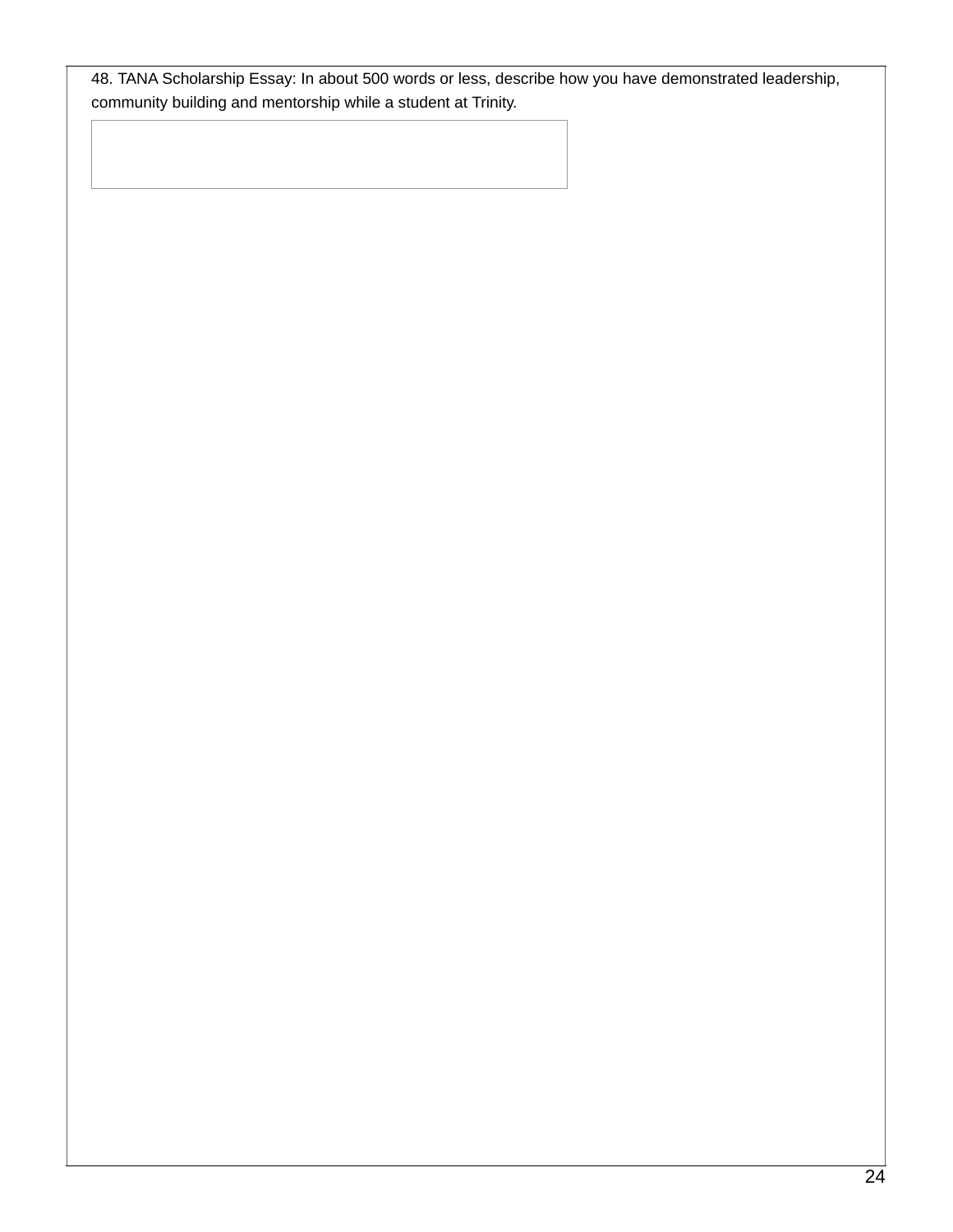48. TANA Scholarship Essay: In about 500 words or less, describe how you have demonstrated leadership, community building and mentorship while a student at Trinity.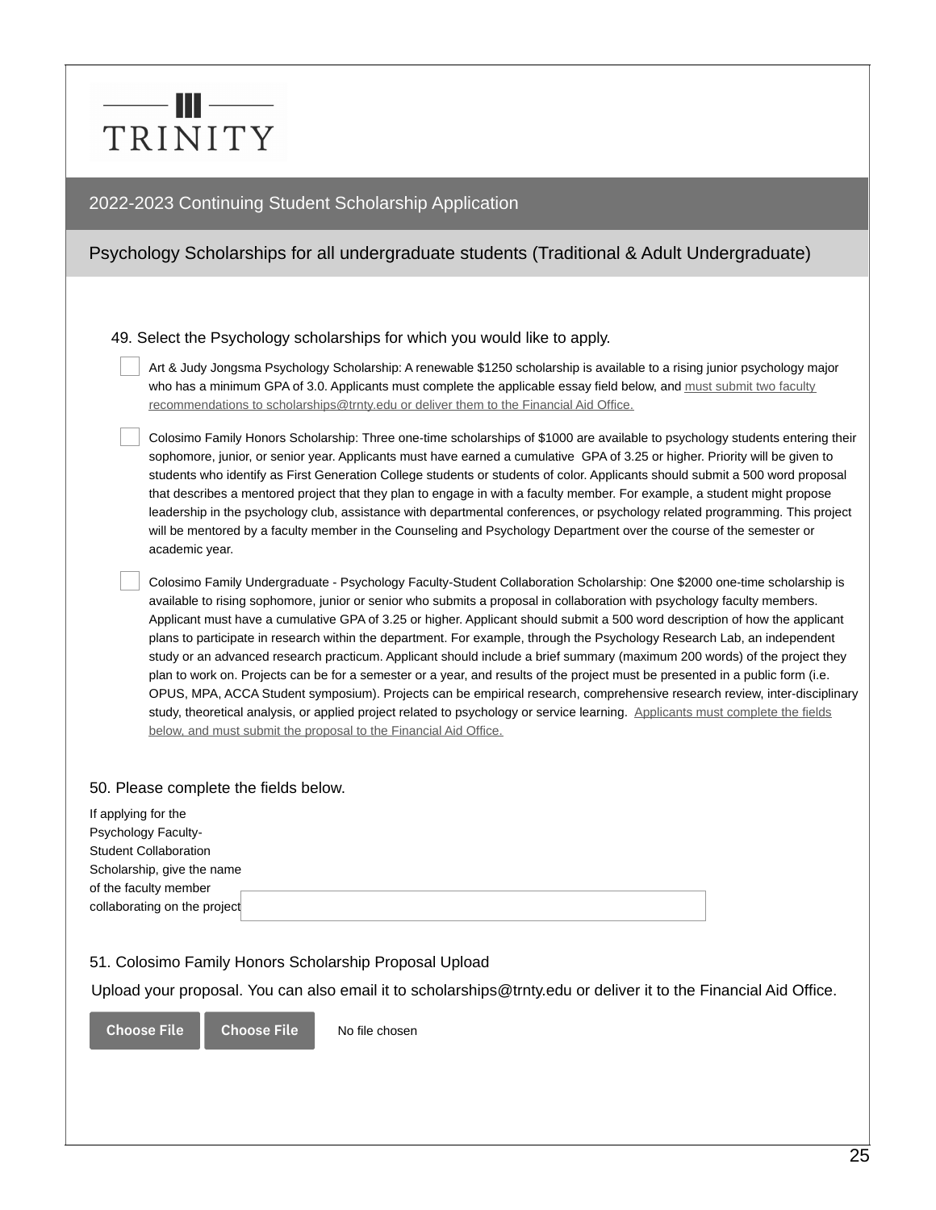TRINITY

## 2022-2023 Continuing Student Scholarship Application

### Psychology Scholarships for all undergraduate students (Traditional & Adult Undergraduate)

49. Select the Psychology scholarships for which you would like to apply.

- [ ] Art & Judy Jongsma Psychology Scholarship: A renewable $1250 scholarship is available to a rising junior psychology major who has a minimum GPA of 3.0. Applicants must complete the applicable essay field below, and must submit two faculty recommendations to scholarships@trnty.edu or deliver them to the Financial Aid Office.

- [ ] Colosimo Family Honors Scholarship: Three one-time scholarships of $1000 are available to psychology students entering their sophomore, junior, or senior year. Applicants must have earned a cumulative GPA of 3.25 or higher. Priority will be given to students who identify as First Generation College students or students of color. Applicants should submit a 500 word proposal that describes a mentored project that they plan to engage in with a faculty member. For example, a student might propose leadership in the psychology club, assistance with departmental conferences, or psychology related programming. This project will be mentored by a faculty member in the Counseling and Psychology Department over the course of the semester or academic year.

- [ ] Colosimo Family Undergraduate - Psychology Faculty-Student Collaboration Scholarship: One $2000 one-time scholarship is available to rising sophomore, junior or senior who submits a proposal in collaboration with psychology faculty members. Applicant must have a cumulative GPA of 3.25 or higher. Applicant should submit a 500 word description of how the applicant plans to participate in research within the department. For example, through the Psychology Research Lab, an independent study or an advanced research practicum. Applicant should include a brief summary (maximum 200 words) of the project they plan to work on. Projects can be for a semester or a year, and results of the project must be presented in a public form (i.e. OPUS, MPA, ACCA Student symposium). Projects can be empirical research, comprehensive research review, inter-disciplinary study, theoretical analysis, or applied project related to psychology or service learning. Applicants must complete the fields below, and must submit the proposal to the Financial Aid Office.

50. Please complete the fields below.

If applying for the Psychology Faculty-Student Collaboration Scholarship, give the name of the faculty member collaborating on the project: \_\_\_\_\_\_\_\_\_\_\_\_\_\_\_\_\_\_\_\_

51. Colosimo Family Honors Scholarship Proposal Upload

Upload your proposal. You can also email it to scholarships@trnty.edu or deliver it to the Financial Aid Office.

Choose File | Choose File | No file chosen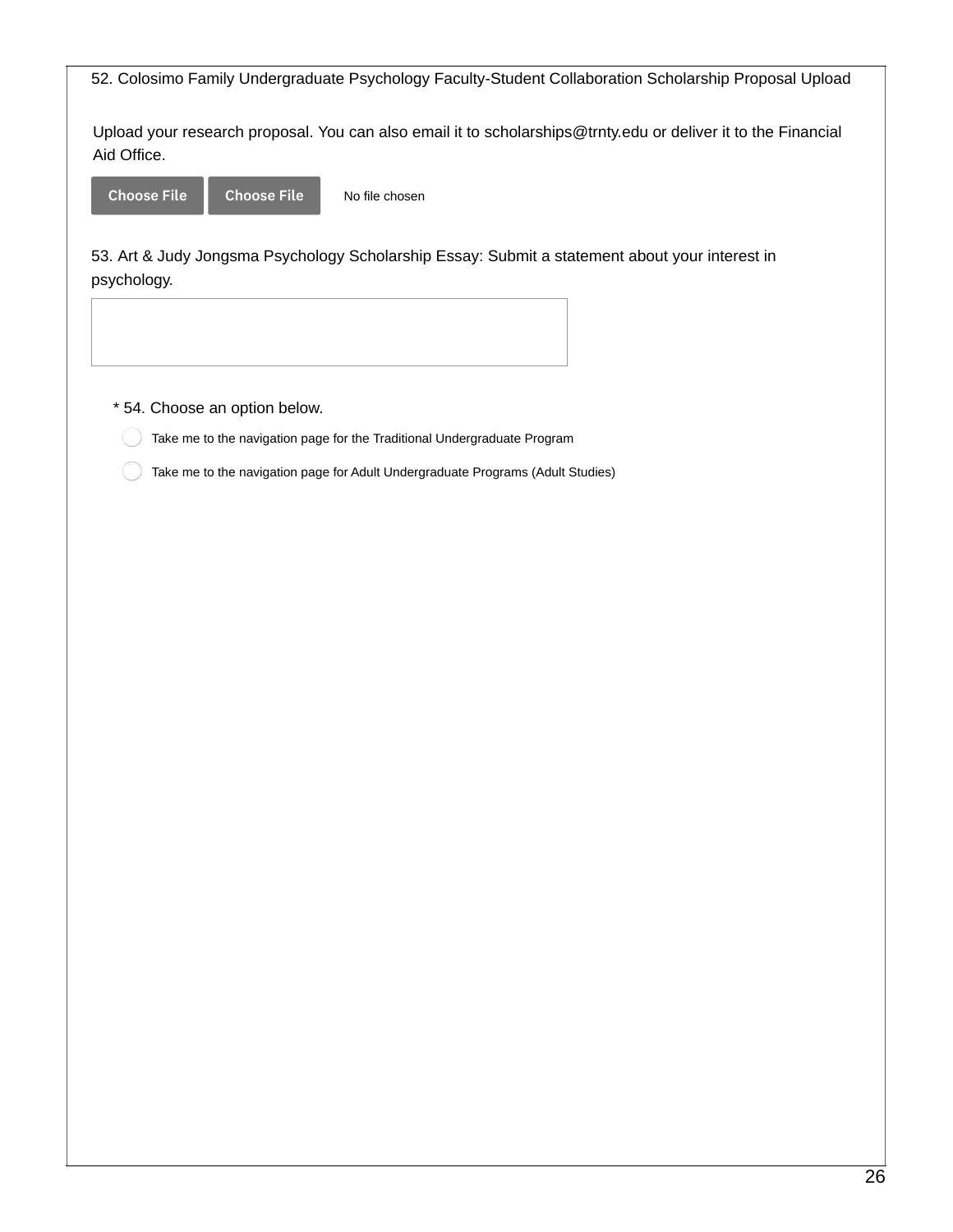52. Colosimo Family Undergraduate Psychology Faculty-Student Collaboration Scholarship Proposal Upload

Upload your research proposal. You can also email it to scholarships@trnty.edu or deliver it to the Financial Aid Office.

Choose File Choose File No file chosen

53. Art & Judy Jongsma Psychology Scholarship Essay: Submit a statement about your interest in psychology.

* 54. Choose an option below.

- Take me to the navigation page for the Traditional Undergraduate Program
- Take me to the navigation page for Adult Undergraduate Programs (Adult Studies)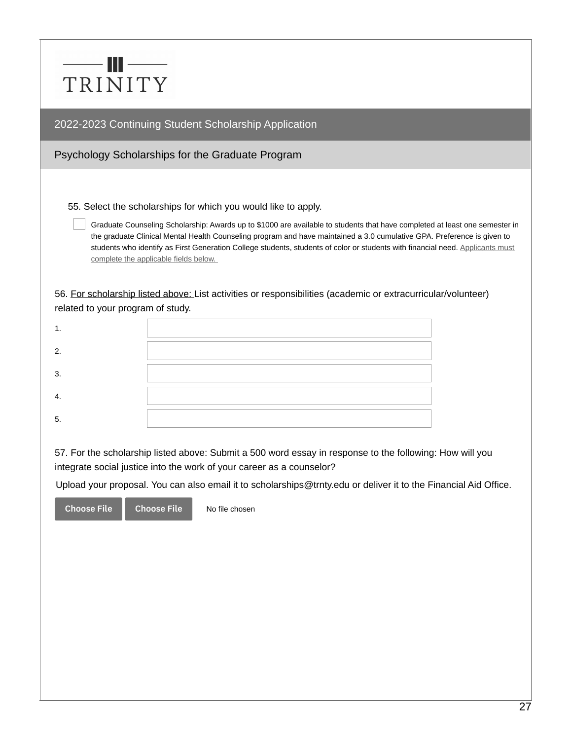TRINITY

## 2022-2023 Continuing Student Scholarship Application

### Psychology Scholarships for the Graduate Program

55. Select the scholarships for which you would like to apply.

- [ ] Graduate Counseling Scholarship: Awards up to $1000 are available to students that have completed at least one semester in the graduate Clinical Mental Health Counseling program and have maintained a 3.0 cumulative GPA. Preference is given to students who identify as First Generation College students, students of color or students with financial need. Applicants must complete the applicable fields below.

56. For scholarship listed above: List activities or responsibilities (academic or extracurricular/volunteer) related to your program of study.

1. ______
2. ______
3. ______
4. ______
5. ______

57. For the scholarship listed above: Submit a 500 word essay in response to the following: How will you integrate social justice into the work of your career as a counselor?

Upload your proposal. You can also email it to scholarships@trnty.edu or deliver it to the Financial Aid Office.

Choose File | Choose File | No file chosen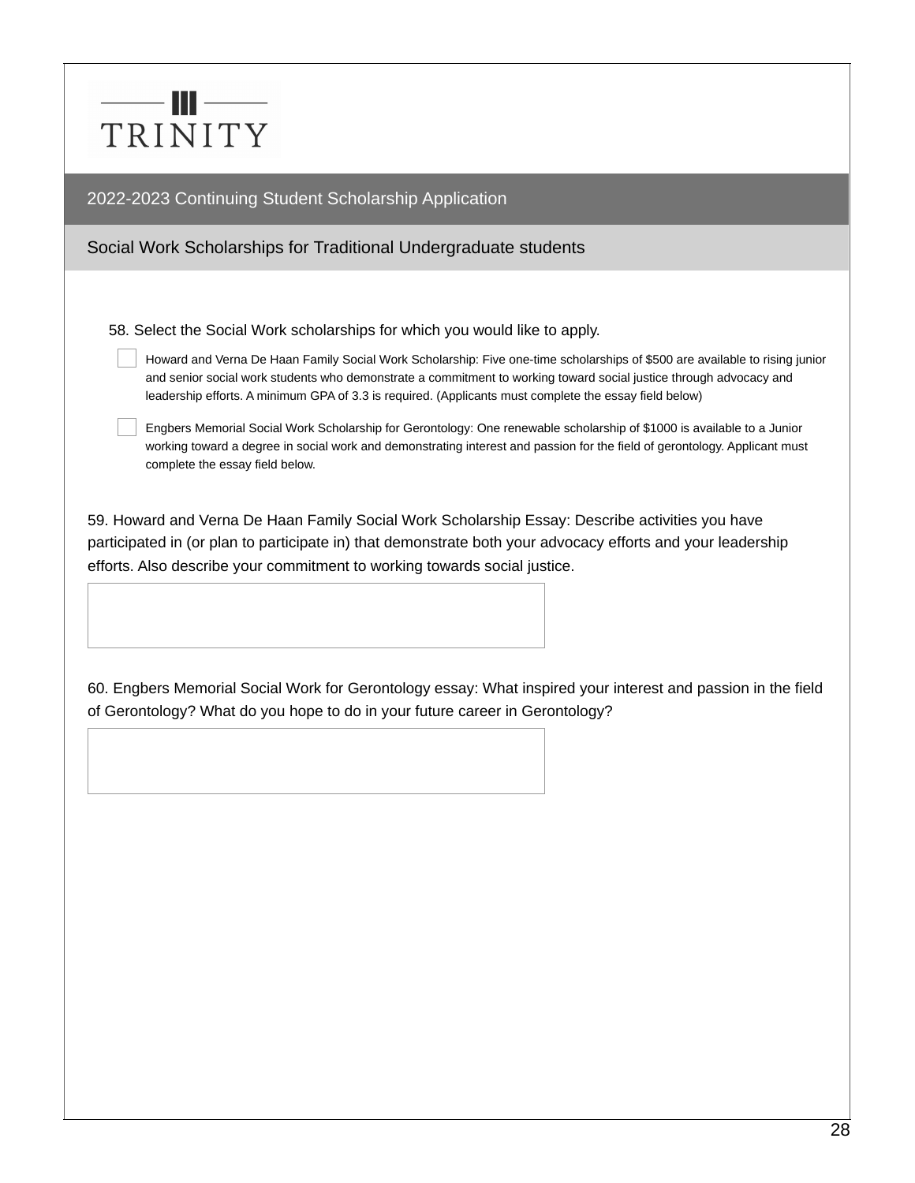TRINITY

## 2022-2023 Continuing Student Scholarship Application

### Social Work Scholarships for Traditional Undergraduate students

58. Select the Social Work scholarships for which you would like to apply.

- [ ] Howard and Verna De Haan Family Social Work Scholarship: Five one-time scholarships of $500 are available to rising junior and senior social work students who demonstrate a commitment to working toward social justice through advocacy and leadership efforts. A minimum GPA of 3.3 is required. (Applicants must complete the essay field below)
- [ ] Engbers Memorial Social Work Scholarship for Gerontology: One renewable scholarship of $1000 is available to a Junior working toward a degree in social work and demonstrating interest and passion for the field of gerontology. Applicant must complete the essay field below.

59. Howard and Verna De Haan Family Social Work Scholarship Essay: Describe activities you have participated in (or plan to participate in) that demonstrate both your advocacy efforts and your leadership efforts. Also describe your commitment to working towards social justice.

60. Engbers Memorial Social Work for Gerontology essay: What inspired your interest and passion in the field of Gerontology? What do you hope to do in your future career in Gerontology?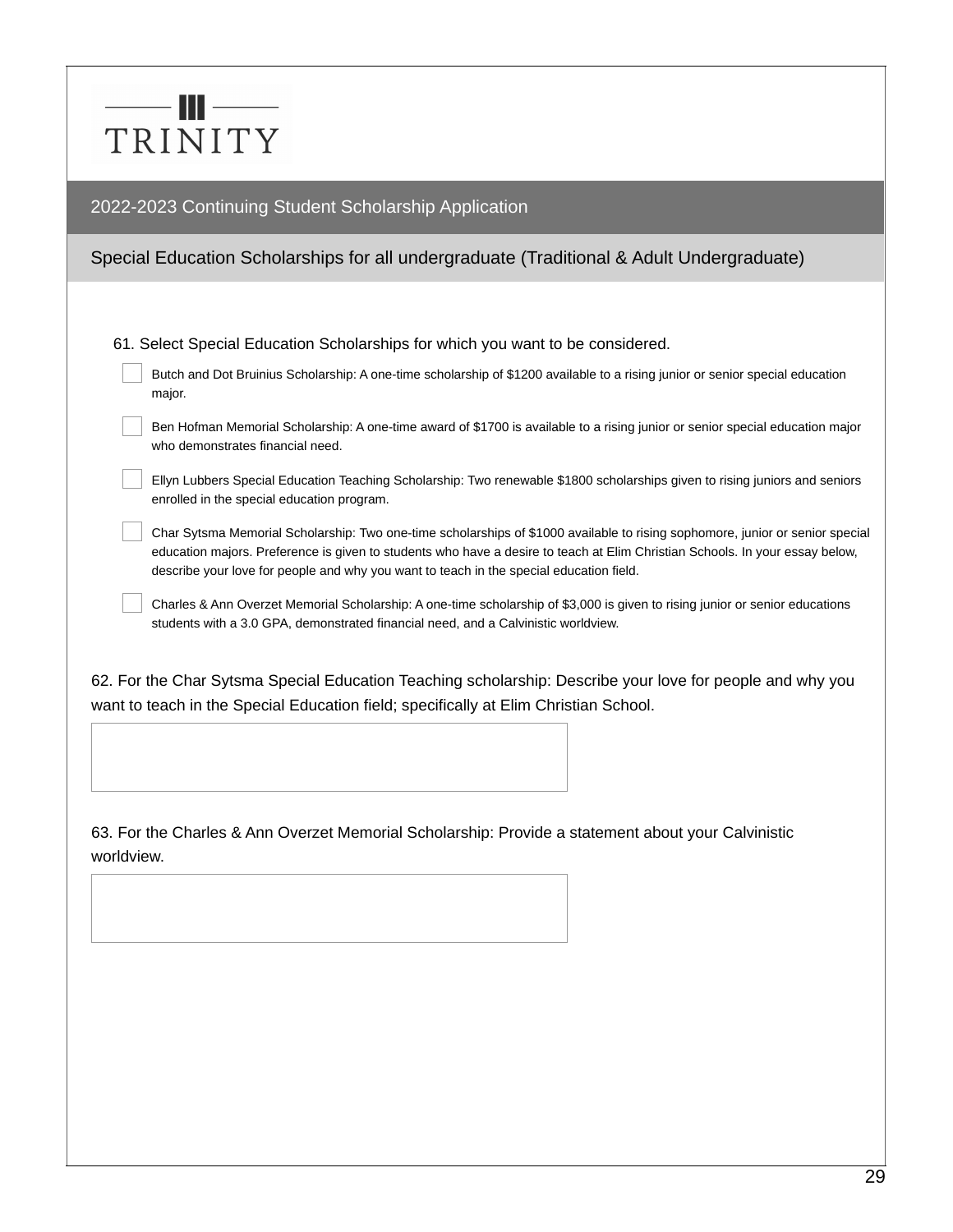TRINITY

## 2022-2023 Continuing Student Scholarship Application

### Special Education Scholarships for all undergraduate (Traditional & Adult Undergraduate)

61. Select Special Education Scholarships for which you want to be considered.

- [ ] Butch and Dot Bruinius Scholarship: A one-time scholarship of $1200 available to a rising junior or senior special education major.
- [ ] Ben Hofman Memorial Scholarship: A one-time award of $1700 is available to a rising junior or senior special education major who demonstrates financial need.
- [ ] Ellyn Lubbers Special Education Teaching Scholarship: Two renewable $1800 scholarships given to rising juniors and seniors enrolled in the special education program.
- [ ] Char Sytsma Memorial Scholarship: Two one-time scholarships of $1000 available to rising sophomore, junior or senior special education majors. Preference is given to students who have a desire to teach at Elim Christian Schools. In your essay below, describe your love for people and why you want to teach in the special education field.
- [ ] Charles & Ann Overzet Memorial Scholarship: A one-time scholarship of $3,000 is given to rising junior or senior educations students with a 3.0 GPA, demonstrated financial need, and a Calvinistic worldview.

62. For the Char Sytsma Special Education Teaching scholarship: Describe your love for people and why you want to teach in the Special Education field; specifically at Elim Christian School.

________________________________________

63. For the Charles & Ann Overzet Memorial Scholarship: Provide a statement about your Calvinistic worldview.

________________________________________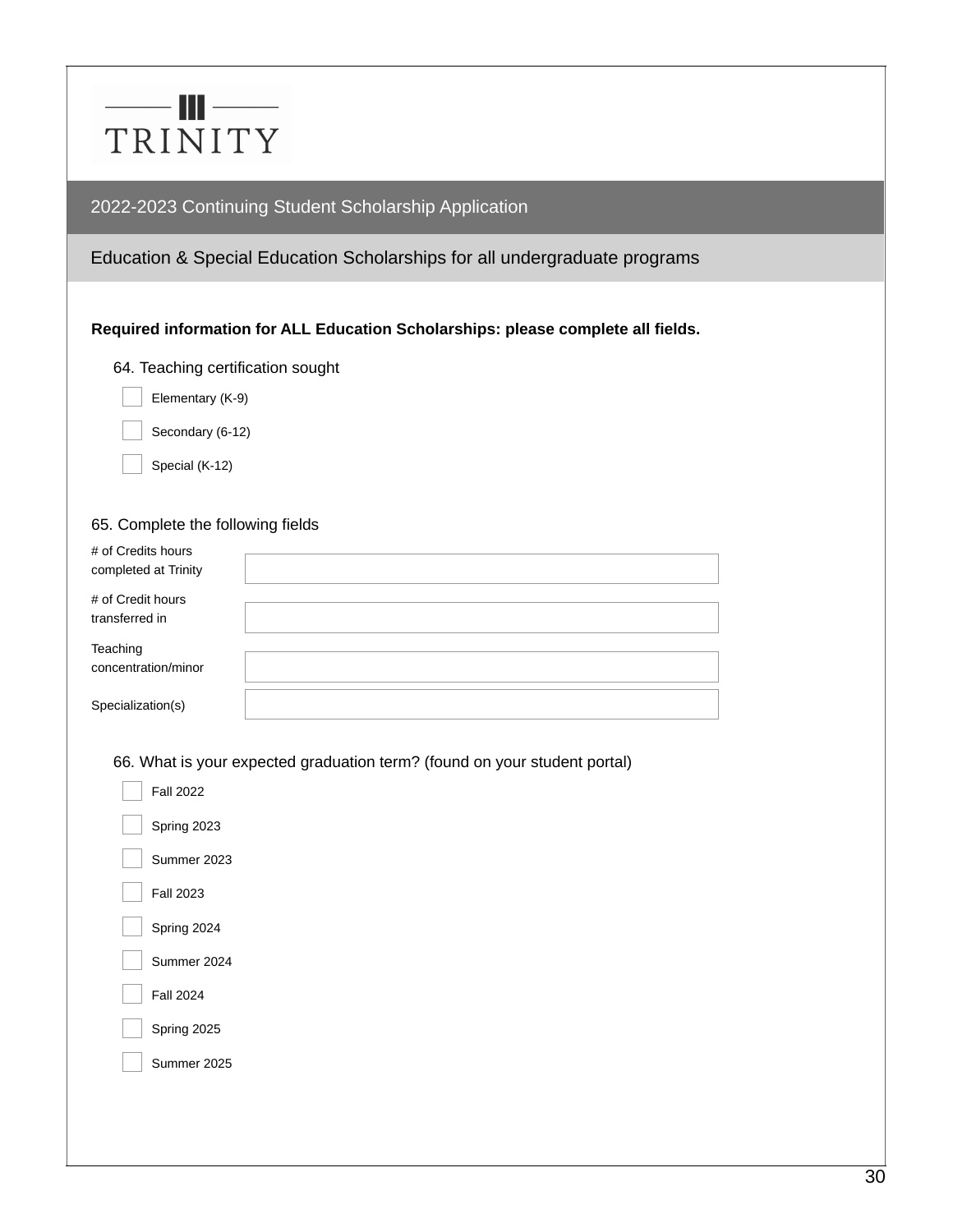TRINITY

## 2022-2023 Continuing Student Scholarship Application

### Education & Special Education Scholarships for all undergraduate programs

**Required information for ALL Education Scholarships: please complete all fields.**

64. Teaching certification sought

- [ ] Elementary (K-9)
- [ ] Secondary (6-12)
- [ ] Special (K-12)

65. Complete the following fields

| | |
|---|---|
| # of Credits hours completed at Trinity | |
| # of Credit hours transferred in | |
| Teaching concentration/minor | |
| Specialization(s) | |

66. What is your expected graduation term? (found on your student portal)

- [ ] Fall 2022
- [ ] Spring 2023
- [ ] Summer 2023
- [ ] Fall 2023
- [ ] Spring 2024
- [ ] Summer 2024
- [ ] Fall 2024
- [ ] Spring 2025
- [ ] Summer 2025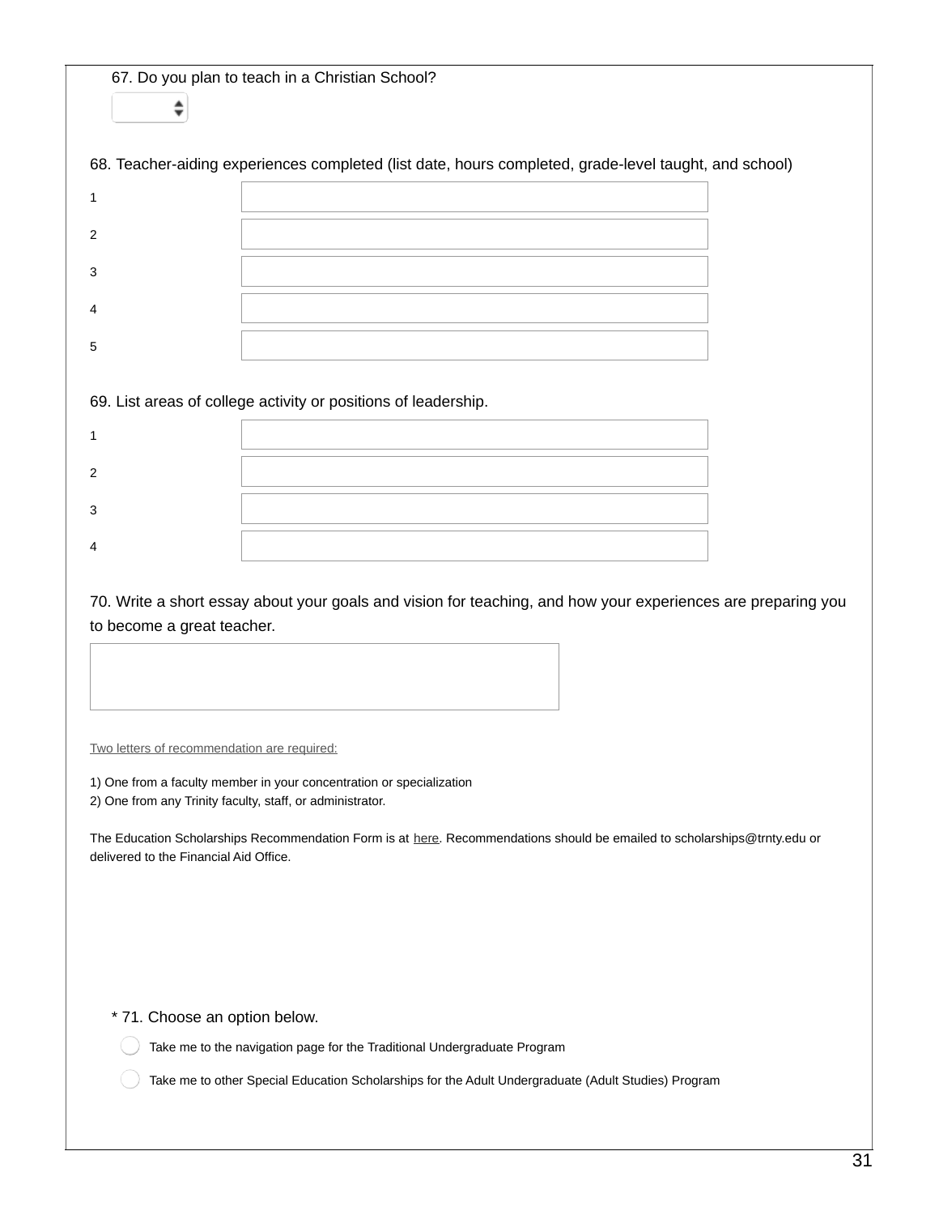67. Do you plan to teach in a Christian School?

68. Teacher-aiding experiences completed (list date, hours completed, grade-level taught, and school)

1

2

3

4

5

69. List areas of college activity or positions of leadership.

1

2

3

4

70. Write a short essay about your goals and vision for teaching, and how your experiences are preparing you to become a great teacher.

Two letters of recommendation are required:

1) One from a faculty member in your concentration or specialization
2) One from any Trinity faculty, staff, or administrator.

The Education Scholarships Recommendation Form is at here. Recommendations should be emailed to scholarships@trnty.edu or delivered to the Financial Aid Office.

* 71. Choose an option below.

- Take me to the navigation page for the Traditional Undergraduate Program
- Take me to other Special Education Scholarships for the Adult Undergraduate (Adult Studies) Program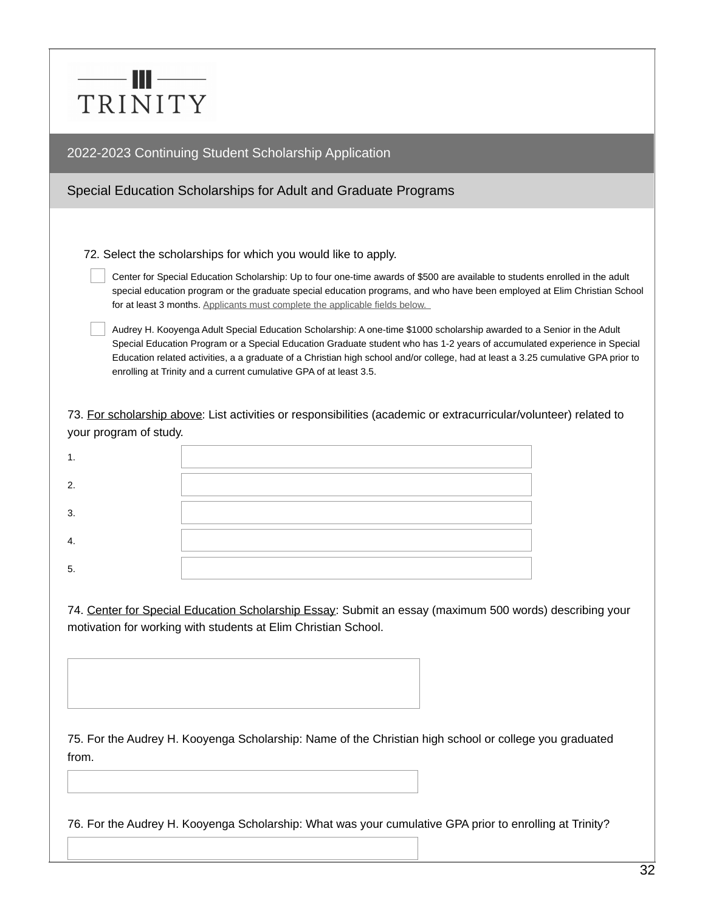TRINITY

## 2022-2023 Continuing Student Scholarship Application

### Special Education Scholarships for Adult and Graduate Programs

72. Select the scholarships for which you would like to apply.

- [ ] Center for Special Education Scholarship: Up to four one-time awards of $500 are available to students enrolled in the adult special education program or the graduate special education programs, and who have been employed at Elim Christian School for at least 3 months. Applicants must complete the applicable fields below.
- [ ] Audrey H. Kooyenga Adult Special Education Scholarship: A one-time $1000 scholarship awarded to a Senior in the Adult Special Education Program or a Special Education Graduate student who has 1-2 years of accumulated experience in Special Education related activities, a a graduate of a Christian high school and/or college, had at least a 3.25 cumulative GPA prior to enrolling at Trinity and a current cumulative GPA of at least 3.5.

73. For scholarship above: List activities or responsibilities (academic or extracurricular/volunteer) related to your program of study.

1. \_\_\_\_\_\_\_\_\_\_
2. \_\_\_\_\_\_\_\_\_\_
3. \_\_\_\_\_\_\_\_\_\_
4. \_\_\_\_\_\_\_\_\_\_
5. \_\_\_\_\_\_\_\_\_\_

74. Center for Special Education Scholarship Essay: Submit an essay (maximum 500 words) describing your motivation for working with students at Elim Christian School.

\_\_\_\_\_\_\_\_\_\_

75. For the Audrey H. Kooyenga Scholarship: Name of the Christian high school or college you graduated from.

\_\_\_\_\_\_\_\_\_\_

76. For the Audrey H. Kooyenga Scholarship: What was your cumulative GPA prior to enrolling at Trinity?

\_\_\_\_\_\_\_\_\_\_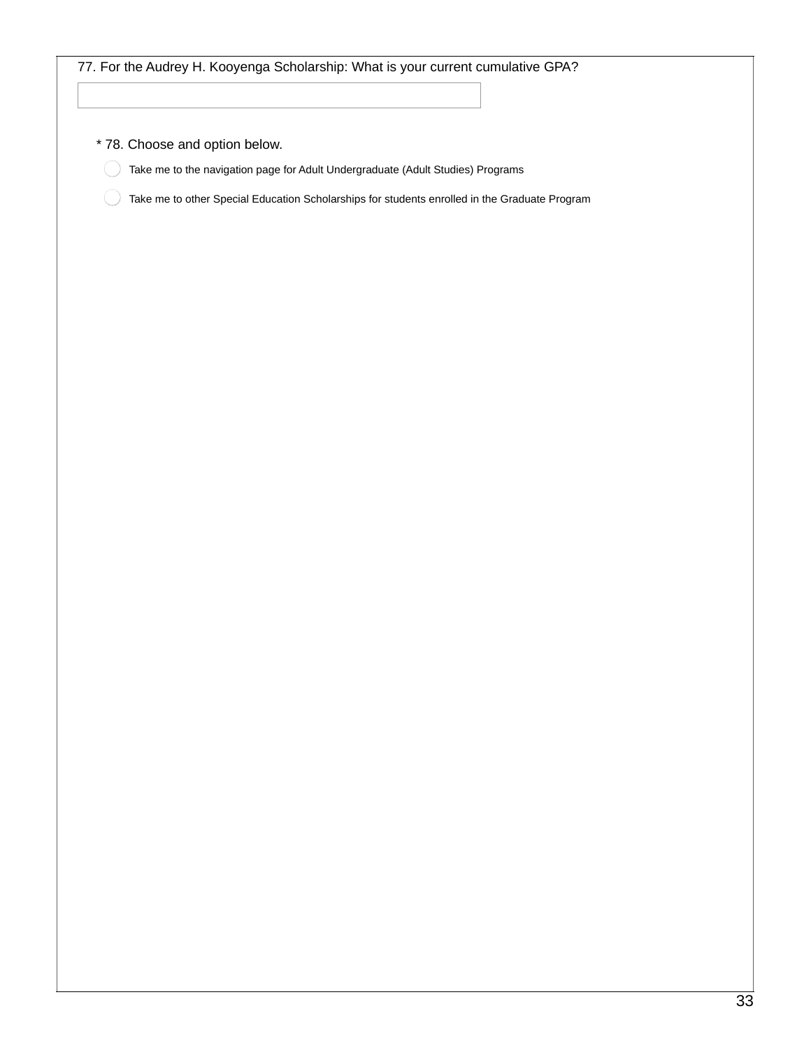77. For the Audrey H. Kooyenga Scholarship: What is your current cumulative GPA?

\_\_\_\_\_\_\_\_\_\_\_\_\_\_\_\_\_\_\_\_\_\_\_\_\_\_\_\_\_\_\_\_

* 78. Choose and option below.

- ○ Take me to the navigation page for Adult Undergraduate (Adult Studies) Programs
- ○ Take me to other Special Education Scholarships for students enrolled in the Graduate Program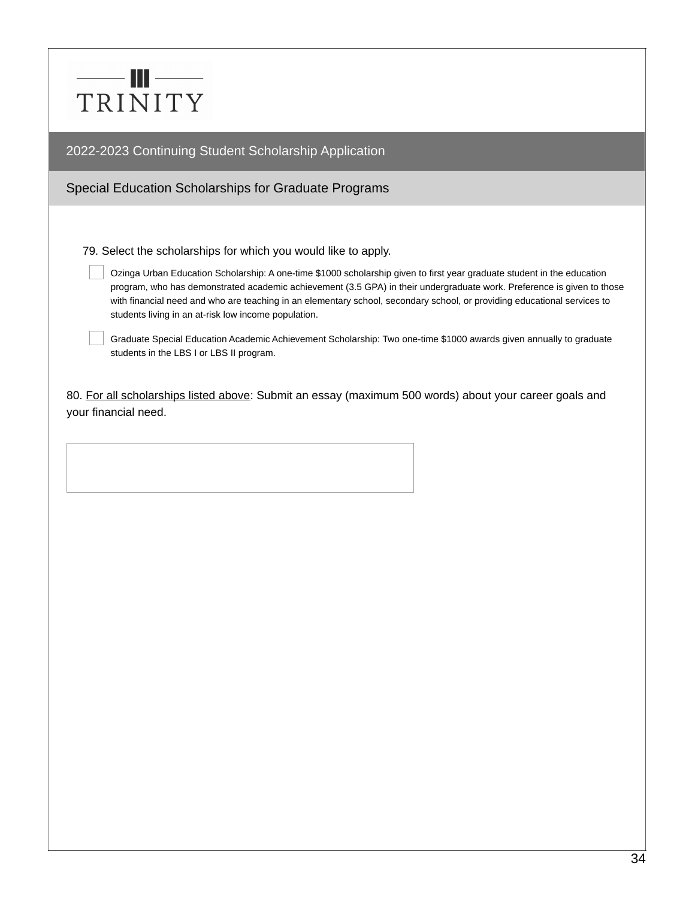TRINITY

## 2022-2023 Continuing Student Scholarship Application

### Special Education Scholarships for Graduate Programs

79. Select the scholarships for which you would like to apply.

- [ ] Ozinga Urban Education Scholarship: A one-time $1000 scholarship given to first year graduate student in the education program, who has demonstrated academic achievement (3.5 GPA) in their undergraduate work. Preference is given to those with financial need and who are teaching in an elementary school, secondary school, or providing educational services to students living in an at-risk low income population.
- [ ] Graduate Special Education Academic Achievement Scholarship: Two one-time $1000 awards given annually to graduate students in the LBS I or LBS II program.

80. For all scholarships listed above: Submit an essay (maximum 500 words) about your career goals and your financial need.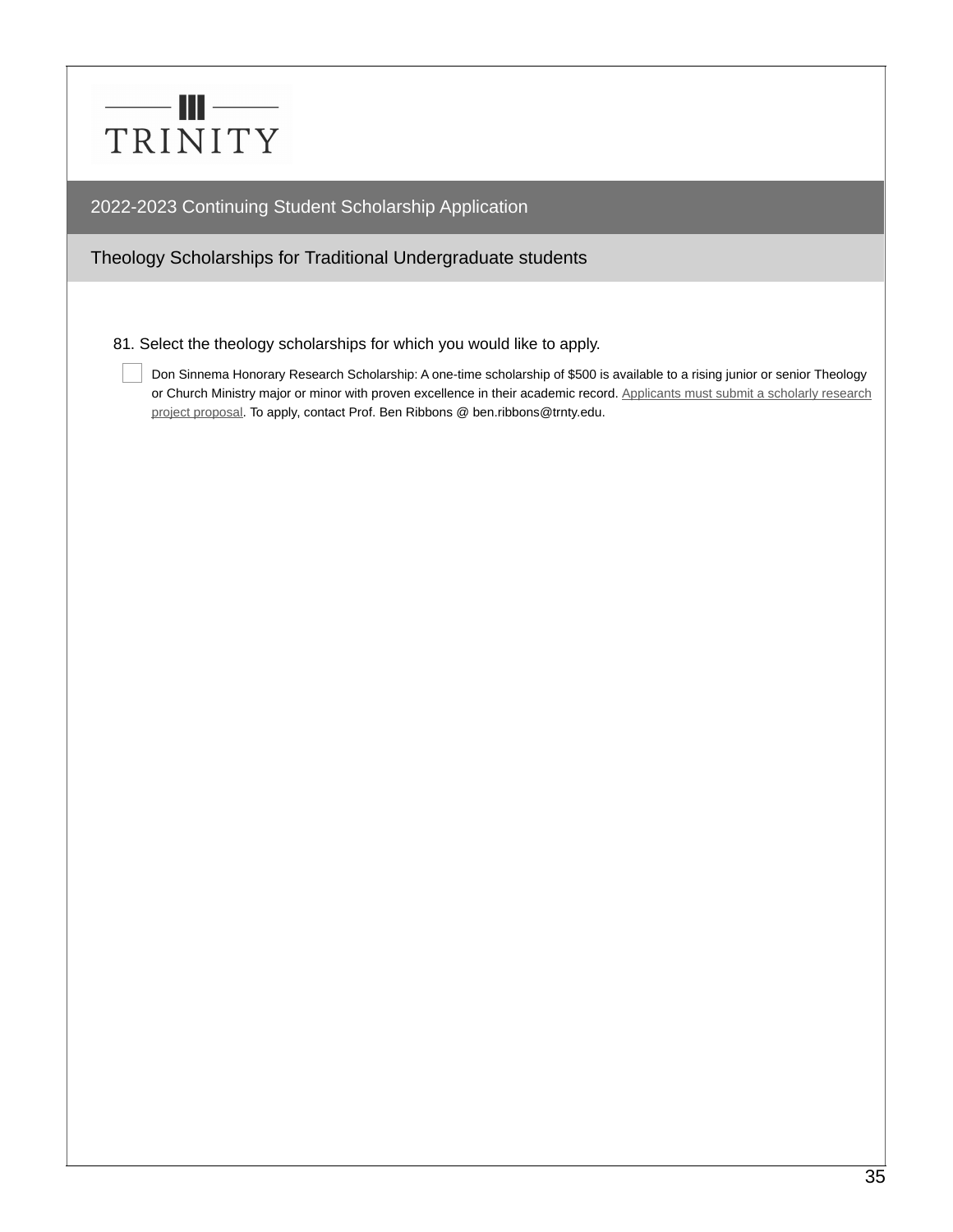TRINITY

## 2022-2023 Continuing Student Scholarship Application

### Theology Scholarships for Traditional Undergraduate students

81. Select the theology scholarships for which you would like to apply.

- [ ] Don Sinnema Honorary Research Scholarship: A one-time scholarship of $500 is available to a rising junior or senior Theology or Church Ministry major or minor with proven excellence in their academic record. Applicants must submit a scholarly research project proposal. To apply, contact Prof. Ben Ribbons @ ben.ribbons@trnty.edu.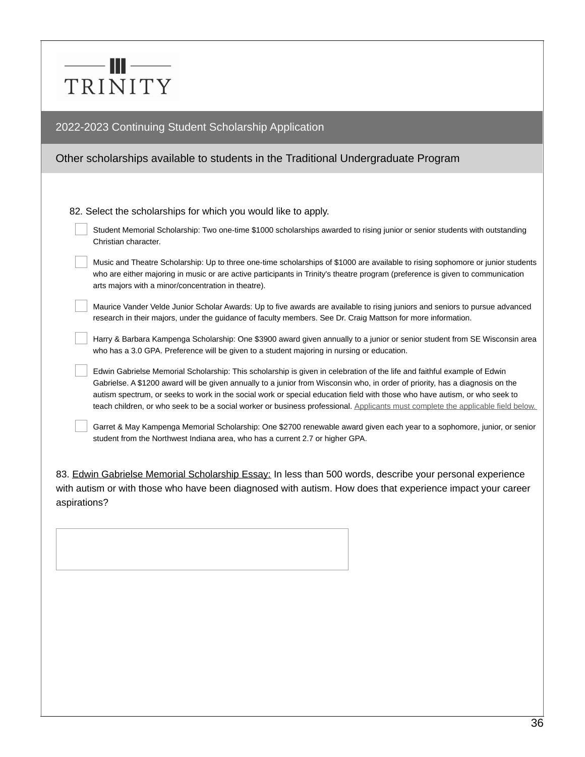TRINITY

## 2022-2023 Continuing Student Scholarship Application

### Other scholarships available to students in the Traditional Undergraduate Program

82. Select the scholarships for which you would like to apply.

- [ ] Student Memorial Scholarship: Two one-time $1000 scholarships awarded to rising junior or senior students with outstanding Christian character.
- [ ] Music and Theatre Scholarship: Up to three one-time scholarships of $1000 are available to rising sophomore or junior students who are either majoring in music or are active participants in Trinity's theatre program (preference is given to communication arts majors with a minor/concentration in theatre).
- [ ] Maurice Vander Velde Junior Scholar Awards: Up to five awards are available to rising juniors and seniors to pursue advanced research in their majors, under the guidance of faculty members. See Dr. Craig Mattson for more information.
- [ ] Harry & Barbara Kampenga Scholarship: One $3900 award given annually to a junior or senior student from SE Wisconsin area who has a 3.0 GPA. Preference will be given to a student majoring in nursing or education.
- [ ] Edwin Gabrielse Memorial Scholarship: This scholarship is given in celebration of the life and faithful example of Edwin Gabrielse. A $1200 award will be given annually to a junior from Wisconsin who, in order of priority, has a diagnosis on the autism spectrum, or seeks to work in the social work or special education field with those who have autism, or who seek to teach children, or who seek to be a social worker or business professional. Applicants must complete the applicable field below.
- [ ] Garret & May Kampenga Memorial Scholarship: One $2700 renewable award given each year to a sophomore, junior, or senior student from the Northwest Indiana area, who has a current 2.7 or higher GPA.

83. Edwin Gabrielse Memorial Scholarship Essay: In less than 500 words, describe your personal experience with autism or with those who have been diagnosed with autism. How does that experience impact your career aspirations?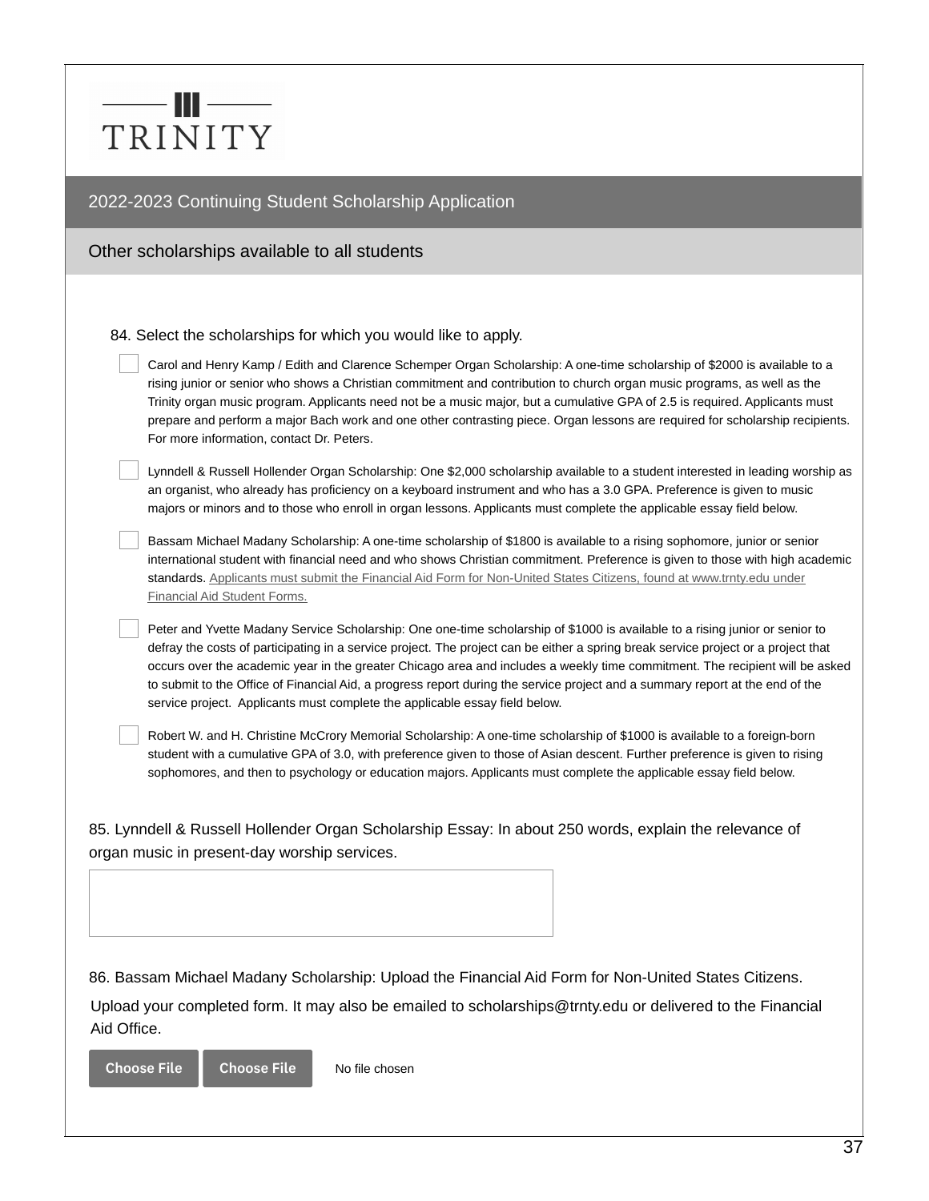TRINITY

## 2022-2023 Continuing Student Scholarship Application

### Other scholarships available to all students

84. Select the scholarships for which you would like to apply.

- [ ] Carol and Henry Kamp / Edith and Clarence Schemper Organ Scholarship: A one-time scholarship of $2000 is available to a rising junior or senior who shows a Christian commitment and contribution to church organ music programs, as well as the Trinity organ music program. Applicants need not be a music major, but a cumulative GPA of 2.5 is required. Applicants must prepare and perform a major Bach work and one other contrasting piece. Organ lessons are required for scholarship recipients. For more information, contact Dr. Peters.
- [ ] Lynndell & Russell Hollender Organ Scholarship: One $2,000 scholarship available to a student interested in leading worship as an organist, who already has proficiency on a keyboard instrument and who has a 3.0 GPA. Preference is given to music majors or minors and to those who enroll in organ lessons. Applicants must complete the applicable essay field below.
- [ ] Bassam Michael Madany Scholarship: A one-time scholarship of $1800 is available to a rising sophomore, junior or senior international student with financial need and who shows Christian commitment. Preference is given to those with high academic standards. Applicants must submit the Financial Aid Form for Non-United States Citizens, found at www.trnty.edu under Financial Aid Student Forms.
- [ ] Peter and Yvette Madany Service Scholarship: One one-time scholarship of $1000 is available to a rising junior or senior to defray the costs of participating in a service project. The project can be either a spring break service project or a project that occurs over the academic year in the greater Chicago area and includes a weekly time commitment. The recipient will be asked to submit to the Office of Financial Aid, a progress report during the service project and a summary report at the end of the service project. Applicants must complete the applicable essay field below.
- [ ] Robert W. and H. Christine McCrory Memorial Scholarship: A one-time scholarship of $1000 is available to a foreign-born student with a cumulative GPA of 3.0, with preference given to those of Asian descent. Further preference is given to rising sophomores, and then to psychology or education majors. Applicants must complete the applicable essay field below.

85. Lynndell & Russell Hollender Organ Scholarship Essay: In about 250 words, explain the relevance of organ music in present-day worship services.

86. Bassam Michael Madany Scholarship: Upload the Financial Aid Form for Non-United States Citizens.

Upload your completed form. It may also be emailed to scholarships@trnty.edu or delivered to the Financial Aid Office.

Choose File | Choose File | No file chosen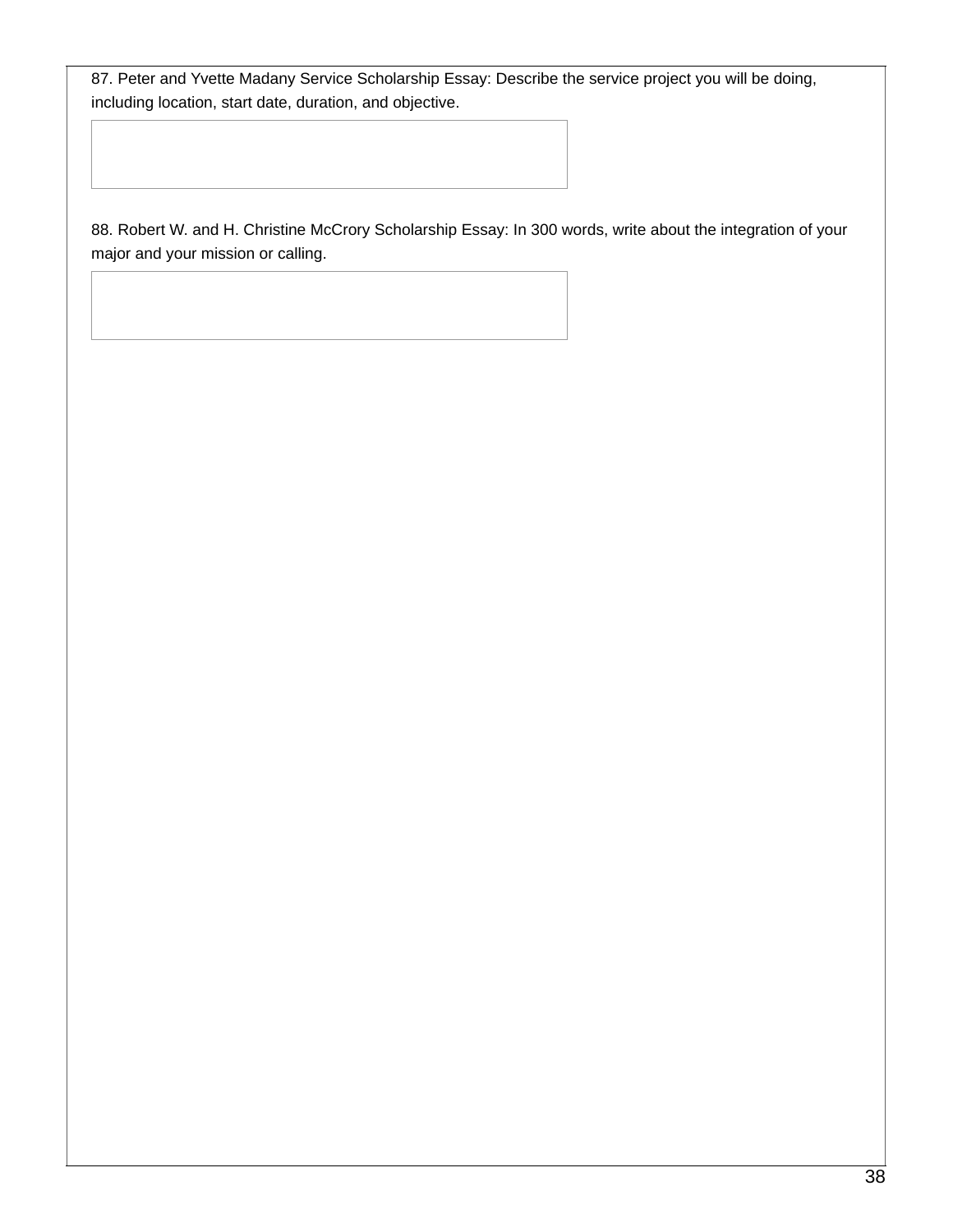87. Peter and Yvette Madany Service Scholarship Essay: Describe the service project you will be doing, including location, start date, duration, and objective.

88. Robert W. and H. Christine McCrory Scholarship Essay: In 300 words, write about the integration of your major and your mission or calling.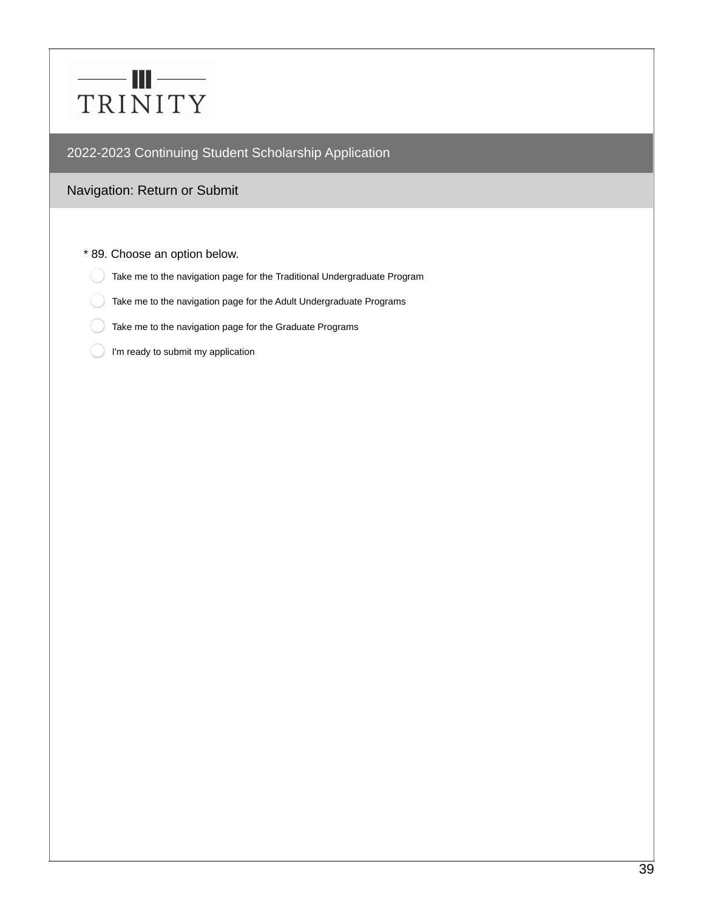TRINITY

## 2022-2023 Continuing Student Scholarship Application

### Navigation: Return or Submit

\* 89. Choose an option below.

- Take me to the navigation page for the Traditional Undergraduate Program
- Take me to the navigation page for the Adult Undergraduate Programs
- Take me to the navigation page for the Graduate Programs
- I'm ready to submit my application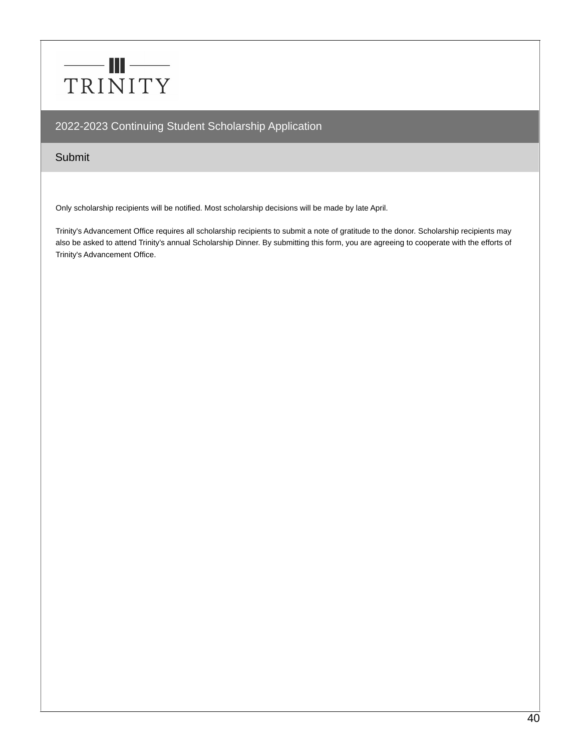TRINITY

## 2022-2023 Continuing Student Scholarship Application

### Submit

Only scholarship recipients will be notified. Most scholarship decisions will be made by late April.

Trinity's Advancement Office requires all scholarship recipients to submit a note of gratitude to the donor. Scholarship recipients may also be asked to attend Trinity's annual Scholarship Dinner. By submitting this form, you are agreeing to cooperate with the efforts of Trinity's Advancement Office.